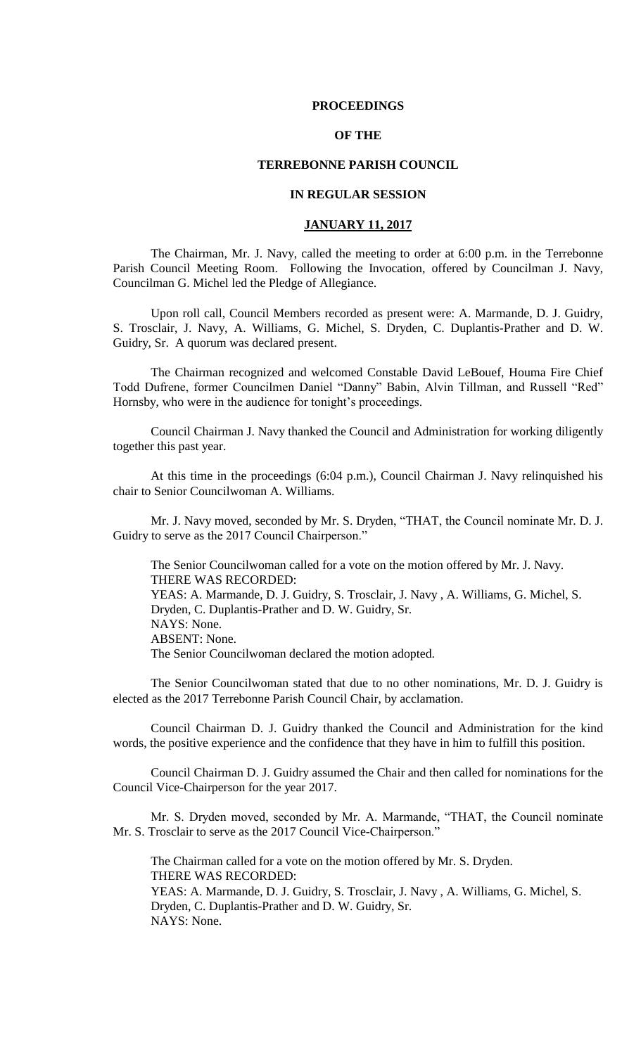# PROCEEDINGS

# OF THE

# TERREBONNE PARISH COUNCIL

# IN REGULAR SESSION

## JANUARY 11, 2017

The Chairman, Mr. J. Navy, called the meeting to order at 6:00 p.m. in the Terrebonne Parish Council Meeting Room. Following the Invocation, offered by Councilman J. Navy, Councilman G. Michel led the Pledge of Allegiance.

Upon roll call, Council Members recorded as present were: A. Marmande, D. J. Guidry, S. Trosclair, J. Navy, A. Williams, G. Michel, S. Dryden, C. Duplantis-Prather and D. W. Guidry, Sr. A quorum was declared present.

The Chairman recognized and welcomed Constable David LeBouef, Houma Fire Chief Todd Dufrene, former Councilmen Daniel "Danny" Babin, Alvin Tillman, and Russell "Red" Hornsby, who were in the audience for tonight's proceedings.

Council Chairman J. Navy thanked the Council and Administration for working diligently together this past year.

At this time in the proceedings (6:04 p.m.), Council Chairman J. Navy relinquished his chair to Senior Councilwoman A. Williams.

Mr. J. Navy moved, seconded by Mr. S. Dryden, "THAT, the Council nominate Mr. D. J. Guidry to serve as the 2017 Council Chairperson."

The Senior Councilwoman called for a vote on the motion offered by Mr. J. Navy.
THERE WAS RECORDED:
YEAS: A. Marmande, D. J. Guidry, S. Trosclair, J. Navy , A. Williams, G. Michel, S. Dryden, C. Duplantis-Prather and D. W. Guidry, Sr.
NAYS: None.
ABSENT: None.
The Senior Councilwoman declared the motion adopted.

The Senior Councilwoman stated that due to no other nominations, Mr. D. J. Guidry is elected as the 2017 Terrebonne Parish Council Chair, by acclamation.

Council Chairman D. J. Guidry thanked the Council and Administration for the kind words, the positive experience and the confidence that they have in him to fulfill this position.

Council Chairman D. J. Guidry assumed the Chair and then called for nominations for the Council Vice-Chairperson for the year 2017.

Mr. S. Dryden moved, seconded by Mr. A. Marmande, "THAT, the Council nominate Mr. S. Trosclair to serve as the 2017 Council Vice-Chairperson."

The Chairman called for a vote on the motion offered by Mr. S. Dryden.
THERE WAS RECORDED:
YEAS: A. Marmande, D. J. Guidry, S. Trosclair, J. Navy , A. Williams, G. Michel, S. Dryden, C. Duplantis-Prather and D. W. Guidry, Sr.
NAYS: None.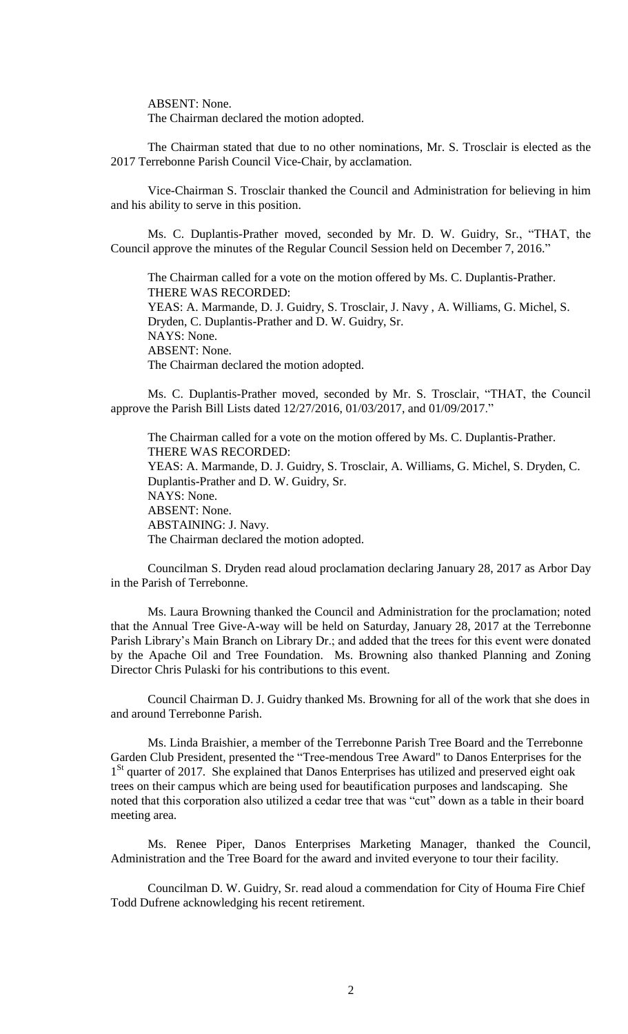ABSENT: None.
The Chairman declared the motion adopted.

The Chairman stated that due to no other nominations, Mr. S. Trosclair is elected as the 2017 Terrebonne Parish Council Vice-Chair, by acclamation.

Vice-Chairman S. Trosclair thanked the Council and Administration for believing in him and his ability to serve in this position.

Ms. C. Duplantis-Prather moved, seconded by Mr. D. W. Guidry, Sr., "THAT, the Council approve the minutes of the Regular Council Session held on December 7, 2016."

The Chairman called for a vote on the motion offered by Ms. C. Duplantis-Prather.
THERE WAS RECORDED:
YEAS: A. Marmande, D. J. Guidry, S. Trosclair, J. Navy , A. Williams, G. Michel, S. Dryden, C. Duplantis-Prather and D. W. Guidry, Sr.
NAYS: None.
ABSENT: None.
The Chairman declared the motion adopted.

Ms. C. Duplantis-Prather moved, seconded by Mr. S. Trosclair, "THAT, the Council approve the Parish Bill Lists dated 12/27/2016, 01/03/2017, and 01/09/2017."

The Chairman called for a vote on the motion offered by Ms. C. Duplantis-Prather.
THERE WAS RECORDED:
YEAS: A. Marmande, D. J. Guidry, S. Trosclair, A. Williams, G. Michel, S. Dryden, C. Duplantis-Prather and D. W. Guidry, Sr.
NAYS: None.
ABSENT: None.
ABSTAINING: J. Navy.
The Chairman declared the motion adopted.

Councilman S. Dryden read aloud proclamation declaring January 28, 2017 as Arbor Day in the Parish of Terrebonne.

Ms. Laura Browning thanked the Council and Administration for the proclamation; noted that the Annual Tree Give-A-way will be held on Saturday, January 28, 2017 at the Terrebonne Parish Library's Main Branch on Library Dr.; and added that the trees for this event were donated by the Apache Oil and Tree Foundation. Ms. Browning also thanked Planning and Zoning Director Chris Pulaski for his contributions to this event.

Council Chairman D. J. Guidry thanked Ms. Browning for all of the work that she does in and around Terrebonne Parish.

Ms. Linda Braishier, a member of the Terrebonne Parish Tree Board and the Terrebonne Garden Club President, presented the "Tree-mendous Tree Award" to Danos Enterprises for the 1st quarter of 2017. She explained that Danos Enterprises has utilized and preserved eight oak trees on their campus which are being used for beautification purposes and landscaping. She noted that this corporation also utilized a cedar tree that was "cut" down as a table in their board meeting area.

Ms. Renee Piper, Danos Enterprises Marketing Manager, thanked the Council, Administration and the Tree Board for the award and invited everyone to tour their facility.

Councilman D. W. Guidry, Sr. read aloud a commendation for City of Houma Fire Chief Todd Dufrene acknowledging his recent retirement.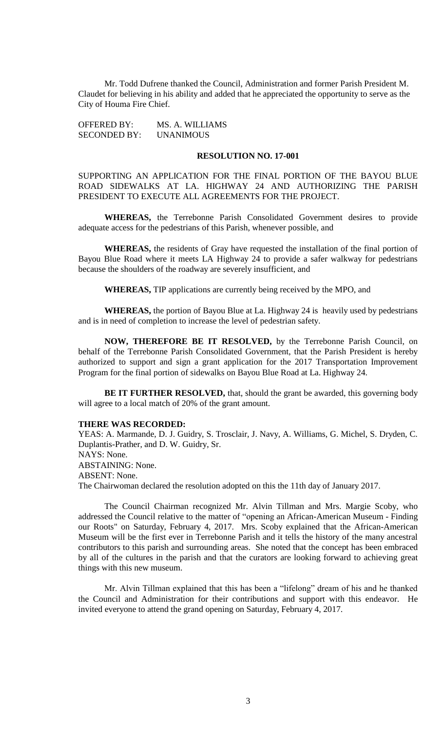Mr. Todd Dufrene thanked the Council, Administration and former Parish President M. Claudet for believing in his ability and added that he appreciated the opportunity to serve as the City of Houma Fire Chief.

OFFERED BY: MS. A. WILLIAMS
SECONDED BY: UNANIMOUS

**RESOLUTION NO. 17-001**

SUPPORTING AN APPLICATION FOR THE FINAL PORTION OF THE BAYOU BLUE ROAD SIDEWALKS AT LA. HIGHWAY 24 AND AUTHORIZING THE PARISH PRESIDENT TO EXECUTE ALL AGREEMENTS FOR THE PROJECT.

**WHEREAS,** the Terrebonne Parish Consolidated Government desires to provide adequate access for the pedestrians of this Parish, whenever possible, and

**WHEREAS,** the residents of Gray have requested the installation of the final portion of Bayou Blue Road where it meets LA Highway 24 to provide a safer walkway for pedestrians because the shoulders of the roadway are severely insufficient, and

**WHEREAS,** TIP applications are currently being received by the MPO, and

**WHEREAS,** the portion of Bayou Blue at La. Highway 24 is heavily used by pedestrians and is in need of completion to increase the level of pedestrian safety.

**NOW, THEREFORE BE IT RESOLVED,** by the Terrebonne Parish Council, on behalf of the Terrebonne Parish Consolidated Government, that the Parish President is hereby authorized to support and sign a grant application for the 2017 Transportation Improvement Program for the final portion of sidewalks on Bayou Blue Road at La. Highway 24.

**BE IT FURTHER RESOLVED,** that, should the grant be awarded, this governing body will agree to a local match of 20% of the grant amount.

**THERE WAS RECORDED:**
YEAS: A. Marmande, D. J. Guidry, S. Trosclair, J. Navy, A. Williams, G. Michel, S. Dryden, C. Duplantis-Prather, and D. W. Guidry, Sr.
NAYS: None.
ABSTAINING: None.
ABSENT: None.
The Chairwoman declared the resolution adopted on this the 11th day of January 2017.

The Council Chairman recognized Mr. Alvin Tillman and Mrs. Margie Scoby, who addressed the Council relative to the matter of "opening an African-American Museum - Finding our Roots" on Saturday, February 4, 2017. Mrs. Scoby explained that the African-American Museum will be the first ever in Terrebonne Parish and it tells the history of the many ancestral contributors to this parish and surrounding areas. She noted that the concept has been embraced by all of the cultures in the parish and that the curators are looking forward to achieving great things with this new museum.

Mr. Alvin Tillman explained that this has been a "lifelong" dream of his and he thanked the Council and Administration for their contributions and support with this endeavor. He invited everyone to attend the grand opening on Saturday, February 4, 2017.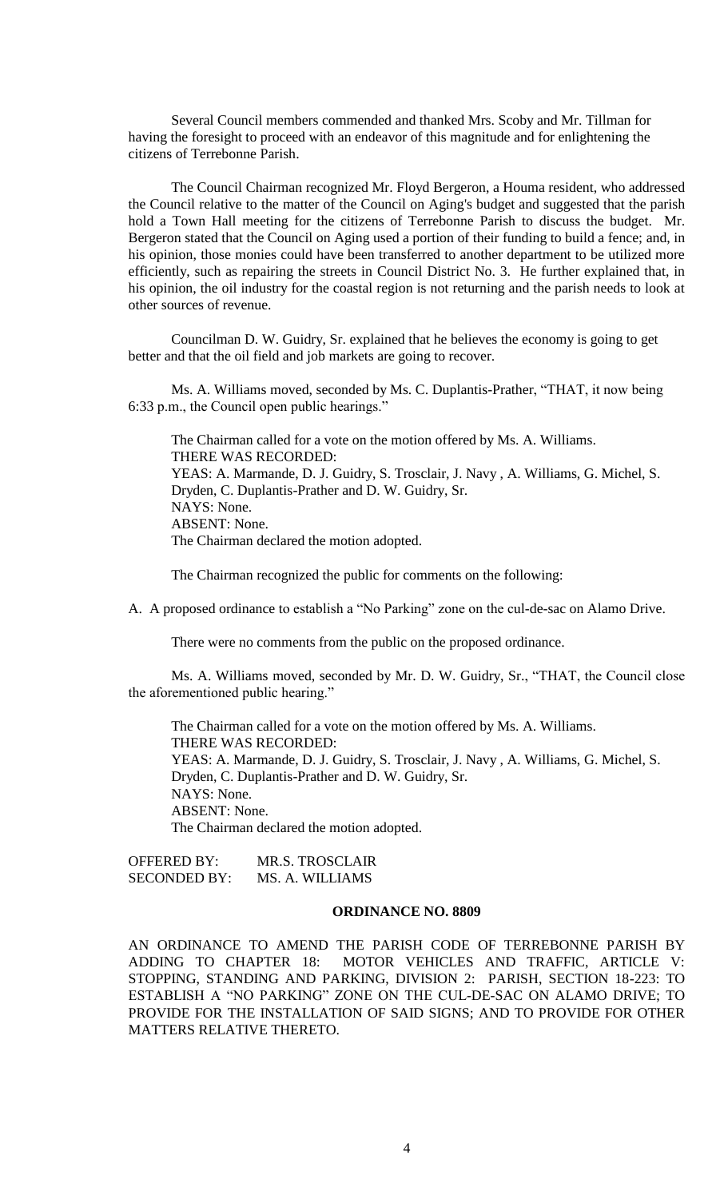Several Council members commended and thanked Mrs. Scoby and Mr. Tillman for having the foresight to proceed with an endeavor of this magnitude and for enlightening the citizens of Terrebonne Parish.

The Council Chairman recognized Mr. Floyd Bergeron, a Houma resident, who addressed the Council relative to the matter of the Council on Aging's budget and suggested that the parish hold a Town Hall meeting for the citizens of Terrebonne Parish to discuss the budget. Mr. Bergeron stated that the Council on Aging used a portion of their funding to build a fence; and, in his opinion, those monies could have been transferred to another department to be utilized more efficiently, such as repairing the streets in Council District No. 3. He further explained that, in his opinion, the oil industry for the coastal region is not returning and the parish needs to look at other sources of revenue.

Councilman D. W. Guidry, Sr. explained that he believes the economy is going to get better and that the oil field and job markets are going to recover.

Ms. A. Williams moved, seconded by Ms. C. Duplantis-Prather, "THAT, it now being 6:33 p.m., the Council open public hearings."

The Chairman called for a vote on the motion offered by Ms. A. Williams.
THERE WAS RECORDED:
YEAS: A. Marmande, D. J. Guidry, S. Trosclair, J. Navy , A. Williams, G. Michel, S. Dryden, C. Duplantis-Prather and D. W. Guidry, Sr.
NAYS: None.
ABSENT: None.
The Chairman declared the motion adopted.

The Chairman recognized the public for comments on the following:

A. A proposed ordinance to establish a "No Parking" zone on the cul-de-sac on Alamo Drive.

There were no comments from the public on the proposed ordinance.

Ms. A. Williams moved, seconded by Mr. D. W. Guidry, Sr., "THAT, the Council close the aforementioned public hearing."

The Chairman called for a vote on the motion offered by Ms. A. Williams.
THERE WAS RECORDED:
YEAS: A. Marmande, D. J. Guidry, S. Trosclair, J. Navy , A. Williams, G. Michel, S. Dryden, C. Duplantis-Prather and D. W. Guidry, Sr.
NAYS: None.
ABSENT: None.
The Chairman declared the motion adopted.

OFFERED BY: MR.S. TROSCLAIR
SECONDED BY: MS. A. WILLIAMS

## ORDINANCE NO. 8809

AN ORDINANCE TO AMEND THE PARISH CODE OF TERREBONNE PARISH BY ADDING TO CHAPTER 18: MOTOR VEHICLES AND TRAFFIC, ARTICLE V: STOPPING, STANDING AND PARKING, DIVISION 2: PARISH, SECTION 18-223: TO ESTABLISH A "NO PARKING" ZONE ON THE CUL-DE-SAC ON ALAMO DRIVE; TO PROVIDE FOR THE INSTALLATION OF SAID SIGNS; AND TO PROVIDE FOR OTHER MATTERS RELATIVE THERETO.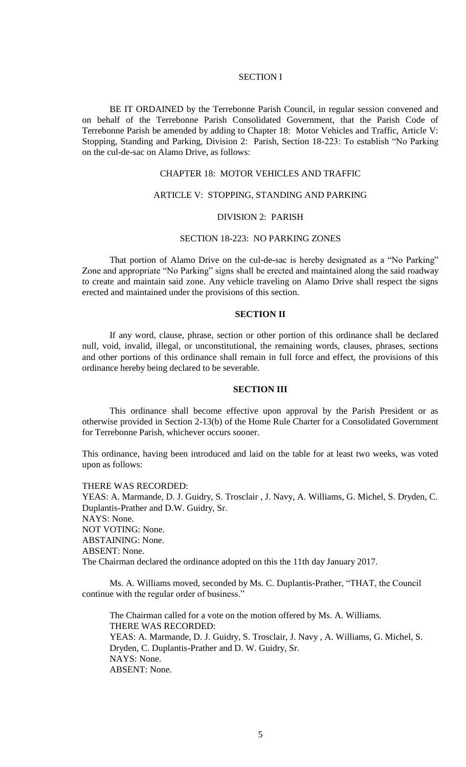SECTION I

BE IT ORDAINED by the Terrebonne Parish Council, in regular session convened and on behalf of the Terrebonne Parish Consolidated Government, that the Parish Code of Terrebonne Parish be amended by adding to Chapter 18: Motor Vehicles and Traffic, Article V: Stopping, Standing and Parking, Division 2: Parish, Section 18-223: To establish "No Parking on the cul-de-sac on Alamo Drive, as follows:

CHAPTER 18: MOTOR VEHICLES AND TRAFFIC

ARTICLE V: STOPPING, STANDING AND PARKING

DIVISION 2: PARISH

SECTION 18-223: NO PARKING ZONES

That portion of Alamo Drive on the cul-de-sac is hereby designated as a "No Parking" Zone and appropriate "No Parking" signs shall be erected and maintained along the said roadway to create and maintain said zone. Any vehicle traveling on Alamo Drive shall respect the signs erected and maintained under the provisions of this section.

**SECTION II**

If any word, clause, phrase, section or other portion of this ordinance shall be declared null, void, invalid, illegal, or unconstitutional, the remaining words, clauses, phrases, sections and other portions of this ordinance shall remain in full force and effect, the provisions of this ordinance hereby being declared to be severable.

**SECTION III**

This ordinance shall become effective upon approval by the Parish President or as otherwise provided in Section 2-13(b) of the Home Rule Charter for a Consolidated Government for Terrebonne Parish, whichever occurs sooner.

This ordinance, having been introduced and laid on the table for at least two weeks, was voted upon as follows:

THERE WAS RECORDED:
YEAS: A. Marmande, D. J. Guidry, S. Trosclair , J. Navy, A. Williams, G. Michel, S. Dryden, C. Duplantis-Prather and D.W. Guidry, Sr.
NAYS: None.
NOT VOTING: None.
ABSTAINING: None.
ABSENT: None.
The Chairman declared the ordinance adopted on this the 11th day January 2017.

Ms. A. Williams moved, seconded by Ms. C. Duplantis-Prather, "THAT, the Council continue with the regular order of business."

The Chairman called for a vote on the motion offered by Ms. A. Williams.
THERE WAS RECORDED:
YEAS: A. Marmande, D. J. Guidry, S. Trosclair, J. Navy , A. Williams, G. Michel, S. Dryden, C. Duplantis-Prather and D. W. Guidry, Sr.
NAYS: None.
ABSENT: None.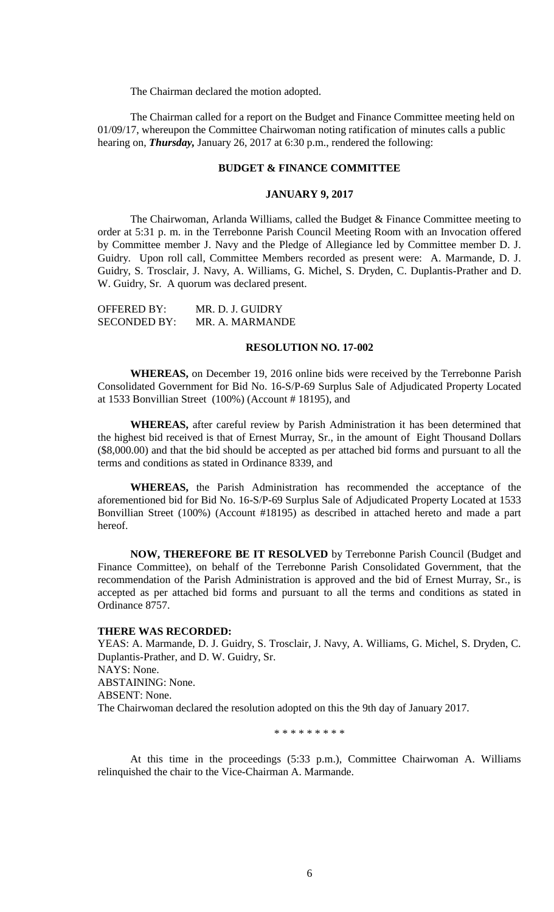The Chairman declared the motion adopted.

The Chairman called for a report on the Budget and Finance Committee meeting held on 01/09/17, whereupon the Committee Chairwoman noting ratification of minutes calls a public hearing on, ***Thursday***, January 26, 2017 at 6:30 p.m., rendered the following:

## BUDGET & FINANCE COMMITTEE

## JANUARY 9, 2017

The Chairwoman, Arlanda Williams, called the Budget & Finance Committee meeting to order at 5:31 p. m. in the Terrebonne Parish Council Meeting Room with an Invocation offered by Committee member J. Navy and the Pledge of Allegiance led by Committee member D. J. Guidry. Upon roll call, Committee Members recorded as present were: A. Marmande, D. J. Guidry, S. Trosclair, J. Navy, A. Williams, G. Michel, S. Dryden, C. Duplantis-Prather and D. W. Guidry, Sr. A quorum was declared present.

OFFERED BY: MR. D. J. GUIDRY
SECONDED BY: MR. A. MARMANDE

### RESOLUTION NO. 17-002

**WHEREAS,** on December 19, 2016 online bids were received by the Terrebonne Parish Consolidated Government for Bid No. 16-S/P-69 Surplus Sale of Adjudicated Property Located at 1533 Bonvillian Street (100%) (Account # 18195), and

**WHEREAS,** after careful review by Parish Administration it has been determined that the highest bid received is that of Ernest Murray, Sr., in the amount of Eight Thousand Dollars ($8,000.00) and that the bid should be accepted as per attached bid forms and pursuant to all the terms and conditions as stated in Ordinance 8339, and

**WHEREAS,** the Parish Administration has recommended the acceptance of the aforementioned bid for Bid No. 16-S/P-69 Surplus Sale of Adjudicated Property Located at 1533 Bonvillian Street (100%) (Account #18195) as described in attached hereto and made a part hereof.

**NOW, THEREFORE BE IT RESOLVED** by Terrebonne Parish Council (Budget and Finance Committee), on behalf of the Terrebonne Parish Consolidated Government, that the recommendation of the Parish Administration is approved and the bid of Ernest Murray, Sr., is accepted as per attached bid forms and pursuant to all the terms and conditions as stated in Ordinance 8757.

**THERE WAS RECORDED:**
YEAS: A. Marmande, D. J. Guidry, S. Trosclair, J. Navy, A. Williams, G. Michel, S. Dryden, C. Duplantis-Prather, and D. W. Guidry, Sr.
NAYS: None.
ABSTAINING: None.
ABSENT: None.
The Chairwoman declared the resolution adopted on this the 9th day of January 2017.

\* \* \* \* \* \* \* \* \*

At this time in the proceedings (5:33 p.m.), Committee Chairwoman A. Williams relinquished the chair to the Vice-Chairman A. Marmande.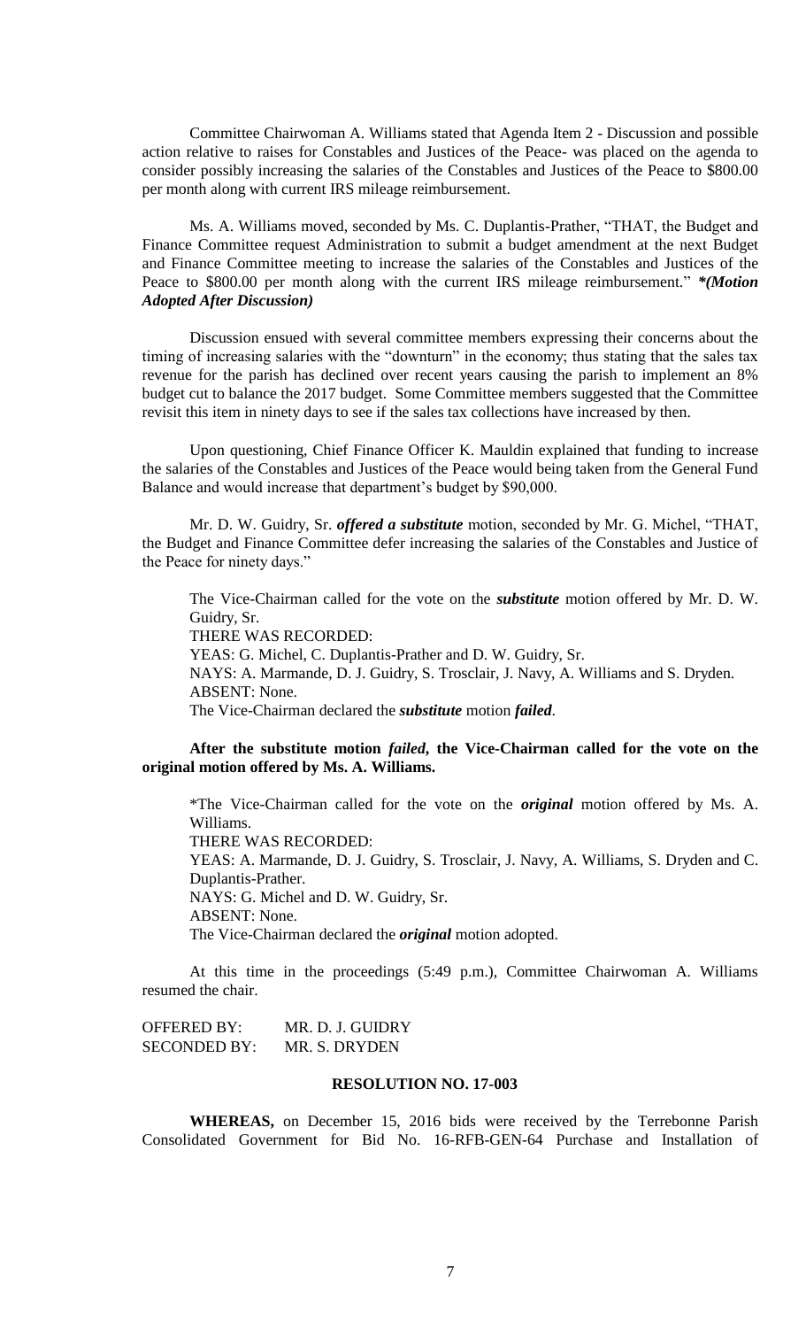Committee Chairwoman A. Williams stated that Agenda Item 2 - Discussion and possible action relative to raises for Constables and Justices of the Peace- was placed on the agenda to consider possibly increasing the salaries of the Constables and Justices of the Peace to $800.00 per month along with current IRS mileage reimbursement.

Ms. A. Williams moved, seconded by Ms. C. Duplantis-Prather, "THAT, the Budget and Finance Committee request Administration to submit a budget amendment at the next Budget and Finance Committee meeting to increase the salaries of the Constables and Justices of the Peace to $800.00 per month along with the current IRS mileage reimbursement." ***(Motion Adopted After Discussion)***

Discussion ensued with several committee members expressing their concerns about the timing of increasing salaries with the "downturn" in the economy; thus stating that the sales tax revenue for the parish has declined over recent years causing the parish to implement an 8% budget cut to balance the 2017 budget. Some Committee members suggested that the Committee revisit this item in ninety days to see if the sales tax collections have increased by then.

Upon questioning, Chief Finance Officer K. Mauldin explained that funding to increase the salaries of the Constables and Justices of the Peace would being taken from the General Fund Balance and would increase that department's budget by $90,000.

Mr. D. W. Guidry, Sr. ***offered a substitute*** motion, seconded by Mr. G. Michel, "THAT, the Budget and Finance Committee defer increasing the salaries of the Constables and Justice of the Peace for ninety days."

The Vice-Chairman called for the vote on the ***substitute*** motion offered by Mr. D. W. Guidry, Sr.
THERE WAS RECORDED:
YEAS: G. Michel, C. Duplantis-Prather and D. W. Guidry, Sr.
NAYS: A. Marmande, D. J. Guidry, S. Trosclair, J. Navy, A. Williams and S. Dryden.
ABSENT: None.
The Vice-Chairman declared the ***substitute*** motion ***failed***.

**After the substitute motion *failed*, the Vice-Chairman called for the vote on the original motion offered by Ms. A. Williams.**

*The Vice-Chairman called for the vote on the ***original*** motion offered by Ms. A. Williams.
THERE WAS RECORDED:
YEAS: A. Marmande, D. J. Guidry, S. Trosclair, J. Navy, A. Williams, S. Dryden and C. Duplantis-Prather.
NAYS: G. Michel and D. W. Guidry, Sr.
ABSENT: None.
The Vice-Chairman declared the ***original*** motion adopted.

At this time in the proceedings (5:49 p.m.), Committee Chairwoman A. Williams resumed the chair.

OFFERED BY: MR. D. J. GUIDRY
SECONDED BY: MR. S. DRYDEN

**RESOLUTION NO. 17-003**

**WHEREAS,** on December 15, 2016 bids were received by the Terrebonne Parish Consolidated Government for Bid No. 16-RFB-GEN-64 Purchase and Installation of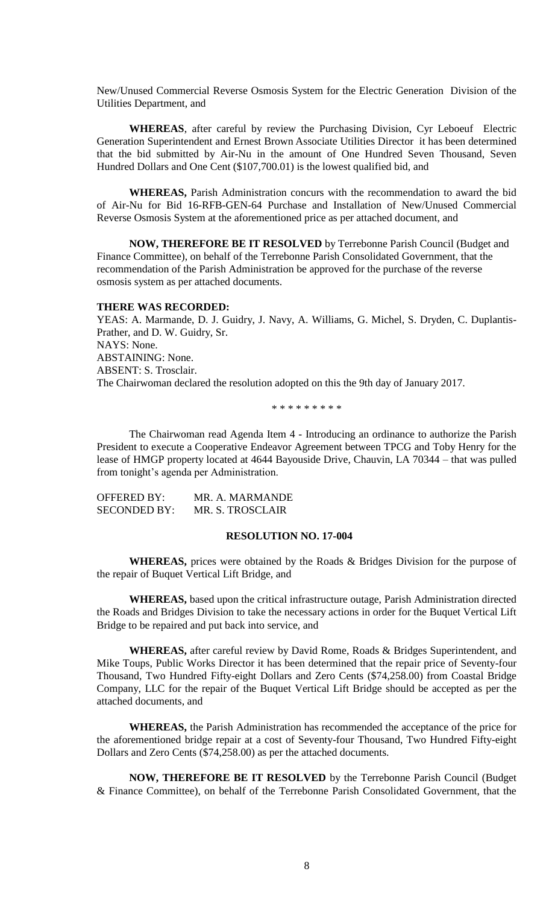New/Unused Commercial Reverse Osmosis System for the Electric Generation Division of the Utilities Department, and

**WHEREAS**, after careful by review the Purchasing Division, Cyr Leboeuf Electric Generation Superintendent and Ernest Brown Associate Utilities Director it has been determined that the bid submitted by Air-Nu in the amount of One Hundred Seven Thousand, Seven Hundred Dollars and One Cent ($107,700.01) is the lowest qualified bid, and

**WHEREAS,** Parish Administration concurs with the recommendation to award the bid of Air-Nu for Bid 16-RFB-GEN-64 Purchase and Installation of New/Unused Commercial Reverse Osmosis System at the aforementioned price as per attached document, and

**NOW, THEREFORE BE IT RESOLVED** by Terrebonne Parish Council (Budget and Finance Committee), on behalf of the Terrebonne Parish Consolidated Government, that the recommendation of the Parish Administration be approved for the purchase of the reverse osmosis system as per attached documents.

**THERE WAS RECORDED:**

YEAS: A. Marmande, D. J. Guidry, J. Navy, A. Williams, G. Michel, S. Dryden, C. Duplantis-Prather, and D. W. Guidry, Sr.
NAYS: None.
ABSTAINING: None.
ABSENT: S. Trosclair.
The Chairwoman declared the resolution adopted on this the 9th day of January 2017.

\* \* \* \* \* \* \* \* \*

The Chairwoman read Agenda Item 4 - Introducing an ordinance to authorize the Parish President to execute a Cooperative Endeavor Agreement between TPCG and Toby Henry for the lease of HMGP property located at 4644 Bayouside Drive, Chauvin, LA 70344 – that was pulled from tonight's agenda per Administration.

OFFERED BY: MR. A. MARMANDE
SECONDED BY: MR. S. TROSCLAIR

**RESOLUTION NO. 17-004**

**WHEREAS,** prices were obtained by the Roads & Bridges Division for the purpose of the repair of Buquet Vertical Lift Bridge, and

**WHEREAS,** based upon the critical infrastructure outage, Parish Administration directed the Roads and Bridges Division to take the necessary actions in order for the Buquet Vertical Lift Bridge to be repaired and put back into service, and

**WHEREAS,** after careful review by David Rome, Roads & Bridges Superintendent, and Mike Toups, Public Works Director it has been determined that the repair price of Seventy-four Thousand, Two Hundred Fifty-eight Dollars and Zero Cents ($74,258.00) from Coastal Bridge Company, LLC for the repair of the Buquet Vertical Lift Bridge should be accepted as per the attached documents, and

**WHEREAS,** the Parish Administration has recommended the acceptance of the price for the aforementioned bridge repair at a cost of Seventy-four Thousand, Two Hundred Fifty-eight Dollars and Zero Cents ($74,258.00) as per the attached documents.

**NOW, THEREFORE BE IT RESOLVED** by the Terrebonne Parish Council (Budget & Finance Committee), on behalf of the Terrebonne Parish Consolidated Government, that the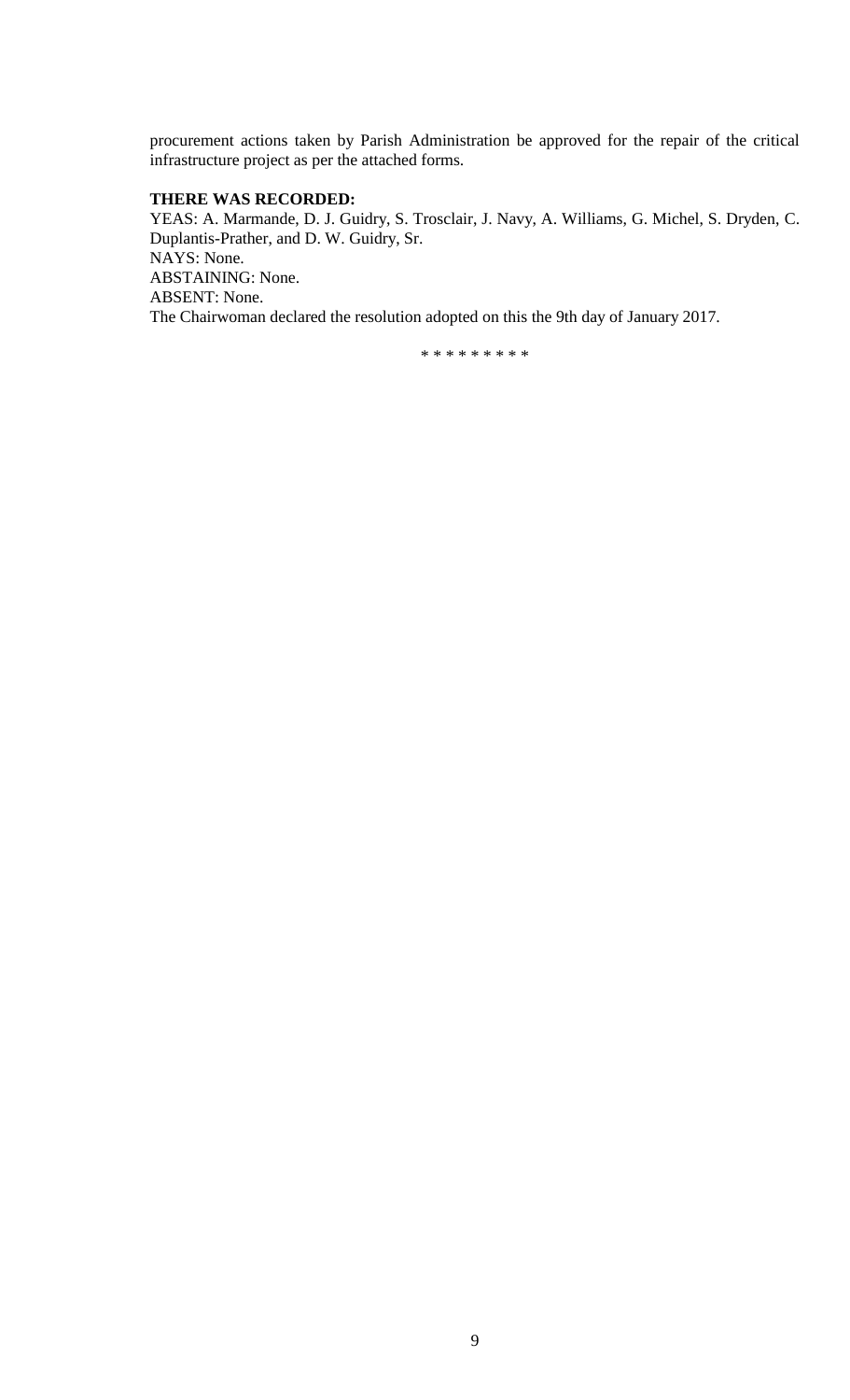procurement actions taken by Parish Administration be approved for the repair of the critical infrastructure project as per the attached forms.

**THERE WAS RECORDED:**

YEAS: A. Marmande, D. J. Guidry, S. Trosclair, J. Navy, A. Williams, G. Michel, S. Dryden, C. Duplantis-Prather, and D. W. Guidry, Sr.

NAYS: None.

ABSTAINING: None.

ABSENT: None.

The Chairwoman declared the resolution adopted on this the 9th day of January 2017.

\* \* \* \* \* \* \* \* \*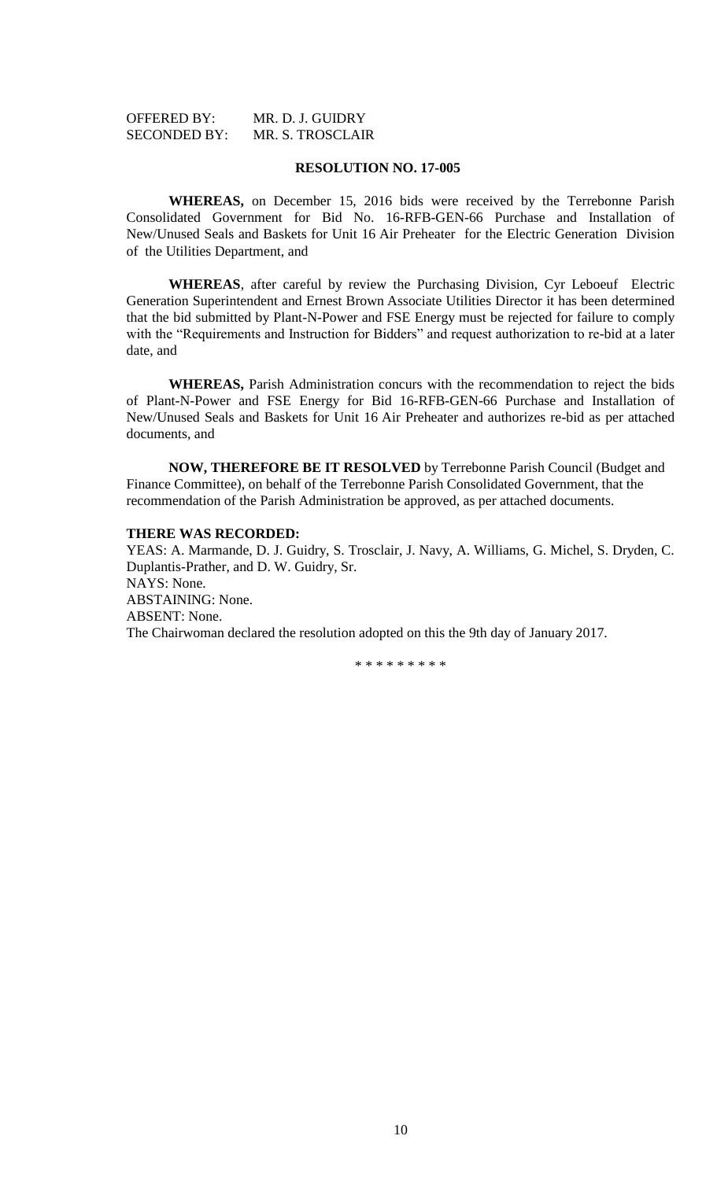OFFERED BY: MR. D. J. GUIDRY
SECONDED BY: MR. S. TROSCLAIR

**RESOLUTION NO. 17-005**

**WHEREAS,** on December 15, 2016 bids were received by the Terrebonne Parish Consolidated Government for Bid No. 16-RFB-GEN-66 Purchase and Installation of New/Unused Seals and Baskets for Unit 16 Air Preheater for the Electric Generation Division of the Utilities Department, and

**WHEREAS**, after careful by review the Purchasing Division, Cyr Leboeuf Electric Generation Superintendent and Ernest Brown Associate Utilities Director it has been determined that the bid submitted by Plant-N-Power and FSE Energy must be rejected for failure to comply with the "Requirements and Instruction for Bidders" and request authorization to re-bid at a later date, and

**WHEREAS,** Parish Administration concurs with the recommendation to reject the bids of Plant-N-Power and FSE Energy for Bid 16-RFB-GEN-66 Purchase and Installation of New/Unused Seals and Baskets for Unit 16 Air Preheater and authorizes re-bid as per attached documents, and

**NOW, THEREFORE BE IT RESOLVED** by Terrebonne Parish Council (Budget and Finance Committee), on behalf of the Terrebonne Parish Consolidated Government, that the recommendation of the Parish Administration be approved, as per attached documents.

**THERE WAS RECORDED:**

YEAS: A. Marmande, D. J. Guidry, S. Trosclair, J. Navy, A. Williams, G. Michel, S. Dryden, C. Duplantis-Prather, and D. W. Guidry, Sr.
NAYS: None.
ABSTAINING: None.
ABSENT: None.
The Chairwoman declared the resolution adopted on this the 9th day of January 2017.

\* \* \* \* \* \* \* \* \*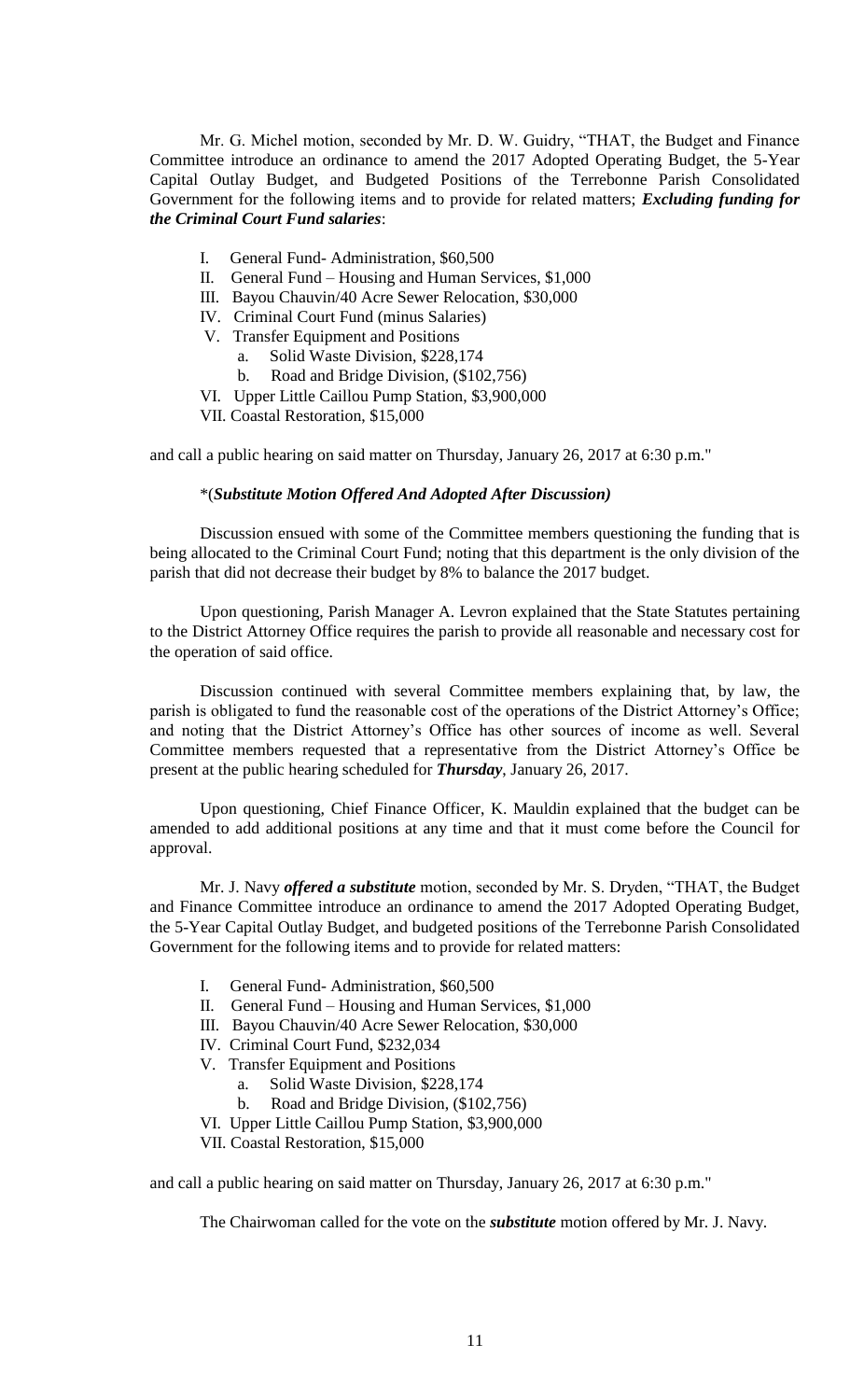Mr. G. Michel motion, seconded by Mr. D. W. Guidry, "THAT, the Budget and Finance Committee introduce an ordinance to amend the 2017 Adopted Operating Budget, the 5-Year Capital Outlay Budget, and Budgeted Positions of the Terrebonne Parish Consolidated Government for the following items and to provide for related matters; ***Excluding funding for the Criminal Court Fund salaries***:

- I. General Fund- Administration, $60,500
- II. General Fund – Housing and Human Services, $1,000
- III. Bayou Chauvin/40 Acre Sewer Relocation, $30,000
- IV. Criminal Court Fund (minus Salaries)
- V. Transfer Equipment and Positions
  - a. Solid Waste Division, $228,174
  - b. Road and Bridge Division, ($102,756)
- VI. Upper Little Caillou Pump Station, $3,900,000
- VII. Coastal Restoration, $15,000

and call a public hearing on said matter on Thursday, January 26, 2017 at 6:30 p.m."

*(***Substitute Motion Offered And Adopted After Discussion)***

Discussion ensued with some of the Committee members questioning the funding that is being allocated to the Criminal Court Fund; noting that this department is the only division of the parish that did not decrease their budget by 8% to balance the 2017 budget.

Upon questioning, Parish Manager A. Levron explained that the State Statutes pertaining to the District Attorney Office requires the parish to provide all reasonable and necessary cost for the operation of said office.

Discussion continued with several Committee members explaining that, by law, the parish is obligated to fund the reasonable cost of the operations of the District Attorney's Office; and noting that the District Attorney's Office has other sources of income as well. Several Committee members requested that a representative from the District Attorney's Office be present at the public hearing scheduled for ***Thursday***, January 26, 2017.

Upon questioning, Chief Finance Officer, K. Mauldin explained that the budget can be amended to add additional positions at any time and that it must come before the Council for approval.

Mr. J. Navy ***offered a substitute*** motion, seconded by Mr. S. Dryden, "THAT, the Budget and Finance Committee introduce an ordinance to amend the 2017 Adopted Operating Budget, the 5-Year Capital Outlay Budget, and budgeted positions of the Terrebonne Parish Consolidated Government for the following items and to provide for related matters:

- I. General Fund- Administration, $60,500
- II. General Fund – Housing and Human Services, $1,000
- III. Bayou Chauvin/40 Acre Sewer Relocation, $30,000
- IV. Criminal Court Fund, $232,034
- V. Transfer Equipment and Positions
  - a. Solid Waste Division, $228,174
  - b. Road and Bridge Division, ($102,756)
- VI. Upper Little Caillou Pump Station, $3,900,000
- VII. Coastal Restoration, $15,000

and call a public hearing on said matter on Thursday, January 26, 2017 at 6:30 p.m."

The Chairwoman called for the vote on the ***substitute*** motion offered by Mr. J. Navy.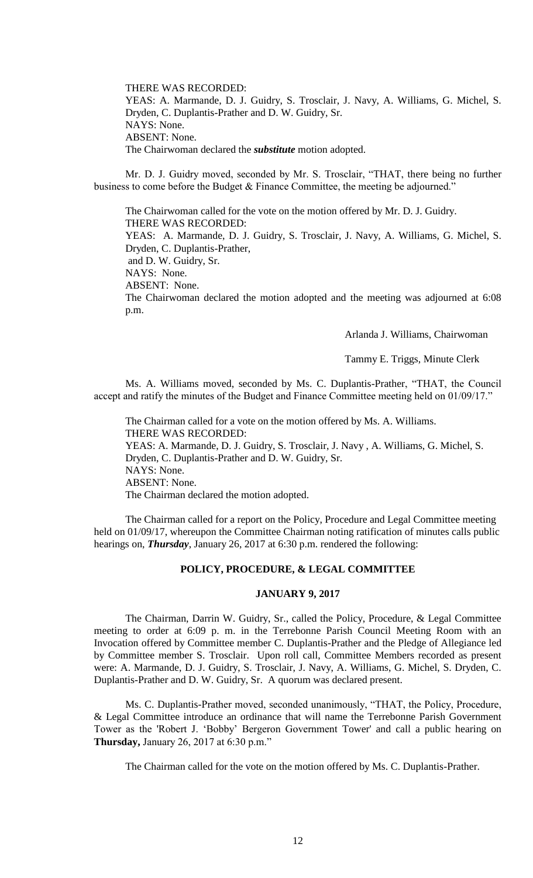THERE WAS RECORDED:
YEAS: A. Marmande, D. J. Guidry, S. Trosclair, J. Navy, A. Williams, G. Michel, S. Dryden, C. Duplantis-Prather and D. W. Guidry, Sr.
NAYS: None.
ABSENT: None.
The Chairwoman declared the ***substitute*** motion adopted.

Mr. D. J. Guidry moved, seconded by Mr. S. Trosclair, "THAT, there being no further business to come before the Budget & Finance Committee, the meeting be adjourned."

The Chairwoman called for the vote on the motion offered by Mr. D. J. Guidry.
THERE WAS RECORDED:
YEAS: A. Marmande, D. J. Guidry, S. Trosclair, J. Navy, A. Williams, G. Michel, S. Dryden, C. Duplantis-Prather,
and D. W. Guidry, Sr.
NAYS: None.
ABSENT: None.
The Chairwoman declared the motion adopted and the meeting was adjourned at 6:08 p.m.

Arlanda J. Williams, Chairwoman

Tammy E. Triggs, Minute Clerk

Ms. A. Williams moved, seconded by Ms. C. Duplantis-Prather, "THAT, the Council accept and ratify the minutes of the Budget and Finance Committee meeting held on 01/09/17."

The Chairman called for a vote on the motion offered by Ms. A. Williams.
THERE WAS RECORDED:
YEAS: A. Marmande, D. J. Guidry, S. Trosclair, J. Navy , A. Williams, G. Michel, S. Dryden, C. Duplantis-Prather and D. W. Guidry, Sr.
NAYS: None.
ABSENT: None.
The Chairman declared the motion adopted.

The Chairman called for a report on the Policy, Procedure and Legal Committee meeting held on 01/09/17, whereupon the Committee Chairman noting ratification of minutes calls public hearings on, ***Thursday***, January 26, 2017 at 6:30 p.m. rendered the following:

## POLICY, PROCEDURE, & LEGAL COMMITTEE

### JANUARY 9, 2017

The Chairman, Darrin W. Guidry, Sr., called the Policy, Procedure, & Legal Committee meeting to order at 6:09 p. m. in the Terrebonne Parish Council Meeting Room with an Invocation offered by Committee member C. Duplantis-Prather and the Pledge of Allegiance led by Committee member S. Trosclair. Upon roll call, Committee Members recorded as present were: A. Marmande, D. J. Guidry, S. Trosclair, J. Navy, A. Williams, G. Michel, S. Dryden, C. Duplantis-Prather and D. W. Guidry, Sr. A quorum was declared present.

Ms. C. Duplantis-Prather moved, seconded unanimously, "THAT, the Policy, Procedure, & Legal Committee introduce an ordinance that will name the Terrebonne Parish Government Tower as the 'Robert J. 'Bobby' Bergeron Government Tower' and call a public hearing on **Thursday,** January 26, 2017 at 6:30 p.m."

The Chairman called for the vote on the motion offered by Ms. C. Duplantis-Prather.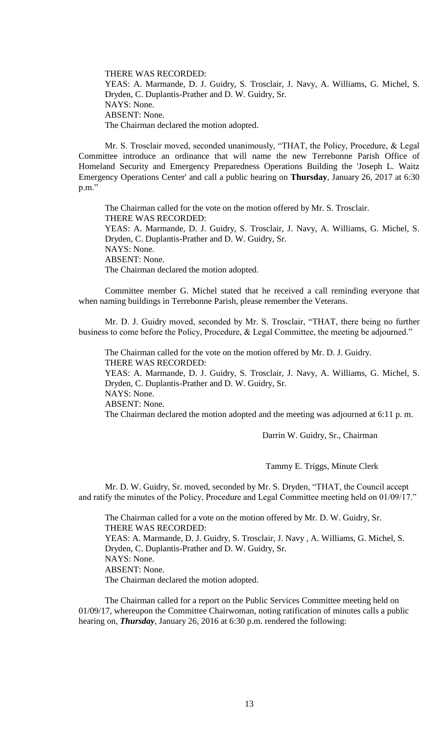THERE WAS RECORDED:
YEAS: A. Marmande, D. J. Guidry, S. Trosclair, J. Navy, A. Williams, G. Michel, S. Dryden, C. Duplantis-Prather and D. W. Guidry, Sr.
NAYS: None.
ABSENT: None.
The Chairman declared the motion adopted.

Mr. S. Trosclair moved, seconded unanimously, "THAT, the Policy, Procedure, & Legal Committee introduce an ordinance that will name the new Terrebonne Parish Office of Homeland Security and Emergency Preparedness Operations Building the 'Joseph L. Waitz Emergency Operations Center' and call a public hearing on **Thursday**, January 26, 2017 at 6:30 p.m."

The Chairman called for the vote on the motion offered by Mr. S. Trosclair.
THERE WAS RECORDED:
YEAS: A. Marmande, D. J. Guidry, S. Trosclair, J. Navy, A. Williams, G. Michel, S. Dryden, C. Duplantis-Prather and D. W. Guidry, Sr.
NAYS: None.
ABSENT: None.
The Chairman declared the motion adopted.

Committee member G. Michel stated that he received a call reminding everyone that when naming buildings in Terrebonne Parish, please remember the Veterans.

Mr. D. J. Guidry moved, seconded by Mr. S. Trosclair, "THAT, there being no further business to come before the Policy, Procedure, & Legal Committee, the meeting be adjourned."

The Chairman called for the vote on the motion offered by Mr. D. J. Guidry.
THERE WAS RECORDED:
YEAS: A. Marmande, D. J. Guidry, S. Trosclair, J. Navy, A. Williams, G. Michel, S. Dryden, C. Duplantis-Prather and D. W. Guidry, Sr.
NAYS: None.
ABSENT: None.
The Chairman declared the motion adopted and the meeting was adjourned at 6:11 p. m.

Darrin W. Guidry, Sr., Chairman

Tammy E. Triggs, Minute Clerk

Mr. D. W. Guidry, Sr. moved, seconded by Mr. S. Dryden, "THAT, the Council accept and ratify the minutes of the Policy, Procedure and Legal Committee meeting held on 01/09/17."

The Chairman called for a vote on the motion offered by Mr. D. W. Guidry, Sr.
THERE WAS RECORDED:
YEAS: A. Marmande, D. J. Guidry, S. Trosclair, J. Navy , A. Williams, G. Michel, S. Dryden, C. Duplantis-Prather and D. W. Guidry, Sr.
NAYS: None.
ABSENT: None.
The Chairman declared the motion adopted.

The Chairman called for a report on the Public Services Committee meeting held on 01/09/17, whereupon the Committee Chairwoman, noting ratification of minutes calls a public hearing on, ***Thursday***, January 26, 2016 at 6:30 p.m. rendered the following: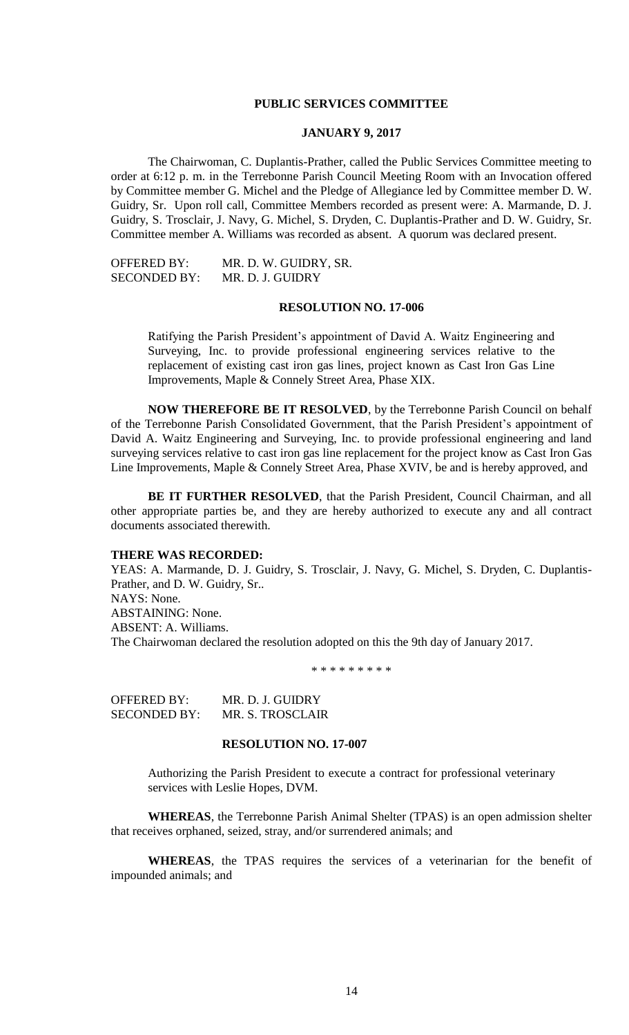## PUBLIC SERVICES COMMITTEE

### JANUARY 9, 2017

The Chairwoman, C. Duplantis-Prather, called the Public Services Committee meeting to order at 6:12 p. m. in the Terrebonne Parish Council Meeting Room with an Invocation offered by Committee member G. Michel and the Pledge of Allegiance led by Committee member D. W. Guidry, Sr. Upon roll call, Committee Members recorded as present were: A. Marmande, D. J. Guidry, S. Trosclair, J. Navy, G. Michel, S. Dryden, C. Duplantis-Prather and D. W. Guidry, Sr. Committee member A. Williams was recorded as absent. A quorum was declared present.

OFFERED BY: MR. D. W. GUIDRY, SR.
SECONDED BY: MR. D. J. GUIDRY

### RESOLUTION NO. 17-006

Ratifying the Parish President's appointment of David A. Waitz Engineering and Surveying, Inc. to provide professional engineering services relative to the replacement of existing cast iron gas lines, project known as Cast Iron Gas Line Improvements, Maple & Connely Street Area, Phase XIX.

**NOW THEREFORE BE IT RESOLVED**, by the Terrebonne Parish Council on behalf of the Terrebonne Parish Consolidated Government, that the Parish President's appointment of David A. Waitz Engineering and Surveying, Inc. to provide professional engineering and land surveying services relative to cast iron gas line replacement for the project know as Cast Iron Gas Line Improvements, Maple & Connely Street Area, Phase XVIV, be and is hereby approved, and

**BE IT FURTHER RESOLVED**, that the Parish President, Council Chairman, and all other appropriate parties be, and they are hereby authorized to execute any and all contract documents associated therewith.

**THERE WAS RECORDED:**
YEAS: A. Marmande, D. J. Guidry, S. Trosclair, J. Navy, G. Michel, S. Dryden, C. Duplantis-Prather, and D. W. Guidry, Sr..
NAYS: None.
ABSTAINING: None.
ABSENT: A. Williams.
The Chairwoman declared the resolution adopted on this the 9th day of January 2017.

\* \* \* \* \* \* \* \* \*

OFFERED BY: MR. D. J. GUIDRY
SECONDED BY: MR. S. TROSCLAIR

### RESOLUTION NO. 17-007

Authorizing the Parish President to execute a contract for professional veterinary services with Leslie Hopes, DVM.

**WHEREAS**, the Terrebonne Parish Animal Shelter (TPAS) is an open admission shelter that receives orphaned, seized, stray, and/or surrendered animals; and

**WHEREAS**, the TPAS requires the services of a veterinarian for the benefit of impounded animals; and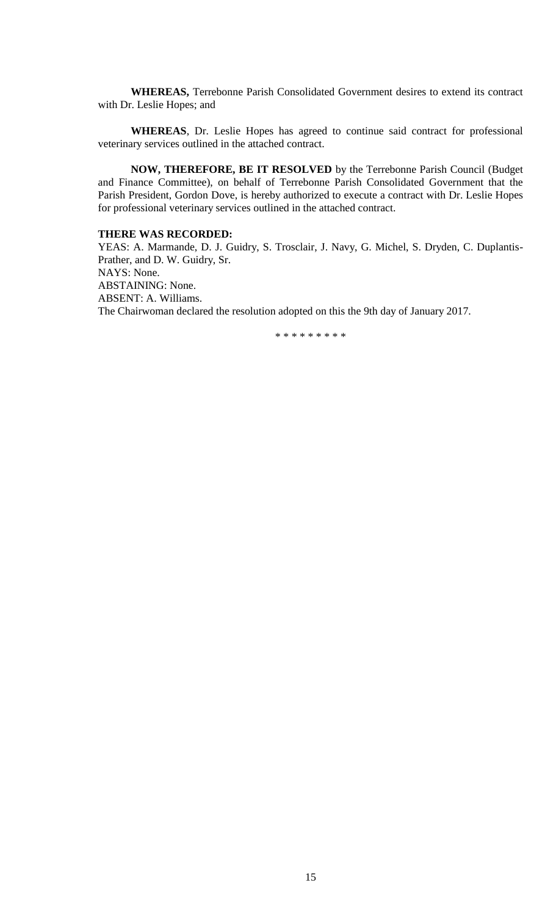**WHEREAS,** Terrebonne Parish Consolidated Government desires to extend its contract with Dr. Leslie Hopes; and

**WHEREAS**, Dr. Leslie Hopes has agreed to continue said contract for professional veterinary services outlined in the attached contract.

**NOW, THEREFORE, BE IT RESOLVED** by the Terrebonne Parish Council (Budget and Finance Committee), on behalf of Terrebonne Parish Consolidated Government that the Parish President, Gordon Dove, is hereby authorized to execute a contract with Dr. Leslie Hopes for professional veterinary services outlined in the attached contract.

**THERE WAS RECORDED:**
YEAS: A. Marmande, D. J. Guidry, S. Trosclair, J. Navy, G. Michel, S. Dryden, C. Duplantis-Prather, and D. W. Guidry, Sr.
NAYS: None.
ABSTAINING: None.
ABSENT: A. Williams.
The Chairwoman declared the resolution adopted on this the 9th day of January 2017.

* * * * * * * * *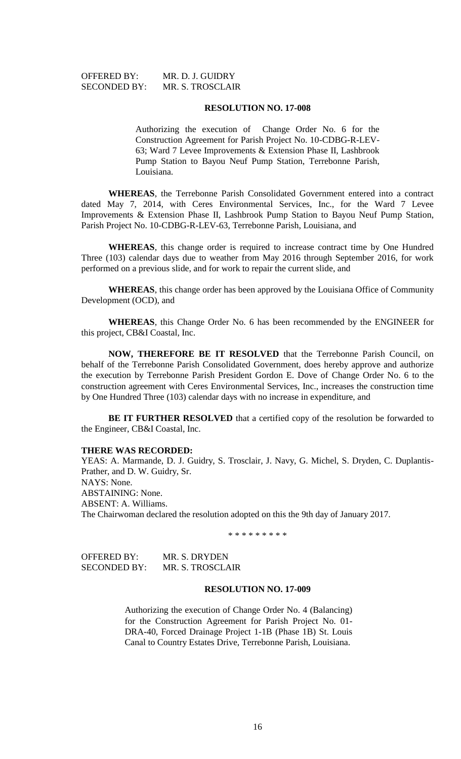OFFERED BY: MR. D. J. GUIDRY
SECONDED BY: MR. S. TROSCLAIR

**RESOLUTION NO. 17-008**

Authorizing the execution of Change Order No. 6 for the Construction Agreement for Parish Project No. 10-CDBG-R-LEV-63; Ward 7 Levee Improvements & Extension Phase II, Lashbrook Pump Station to Bayou Neuf Pump Station, Terrebonne Parish, Louisiana.

**WHEREAS**, the Terrebonne Parish Consolidated Government entered into a contract dated May 7, 2014, with Ceres Environmental Services, Inc., for the Ward 7 Levee Improvements & Extension Phase II, Lashbrook Pump Station to Bayou Neuf Pump Station, Parish Project No. 10-CDBG-R-LEV-63, Terrebonne Parish, Louisiana, and

**WHEREAS**, this change order is required to increase contract time by One Hundred Three (103) calendar days due to weather from May 2016 through September 2016, for work performed on a previous slide, and for work to repair the current slide, and

**WHEREAS**, this change order has been approved by the Louisiana Office of Community Development (OCD), and

**WHEREAS**, this Change Order No. 6 has been recommended by the ENGINEER for this project, CB&I Coastal, Inc.

**NOW, THEREFORE BE IT RESOLVED** that the Terrebonne Parish Council, on behalf of the Terrebonne Parish Consolidated Government, does hereby approve and authorize the execution by Terrebonne Parish President Gordon E. Dove of Change Order No. 6 to the construction agreement with Ceres Environmental Services, Inc., increases the construction time by One Hundred Three (103) calendar days with no increase in expenditure, and

**BE IT FURTHER RESOLVED** that a certified copy of the resolution be forwarded to the Engineer, CB&I Coastal, Inc.

**THERE WAS RECORDED:**
YEAS: A. Marmande, D. J. Guidry, S. Trosclair, J. Navy, G. Michel, S. Dryden, C. Duplantis-Prather, and D. W. Guidry, Sr.
NAYS: None.
ABSTAINING: None.
ABSENT: A. Williams.
The Chairwoman declared the resolution adopted on this the 9th day of January 2017.

\* \* \* \* \* \* \* \* \*

OFFERED BY: MR. S. DRYDEN
SECONDED BY: MR. S. TROSCLAIR

**RESOLUTION NO. 17-009**

Authorizing the execution of Change Order No. 4 (Balancing) for the Construction Agreement for Parish Project No. 01-DRA-40, Forced Drainage Project 1-1B (Phase 1B) St. Louis Canal to Country Estates Drive, Terrebonne Parish, Louisiana.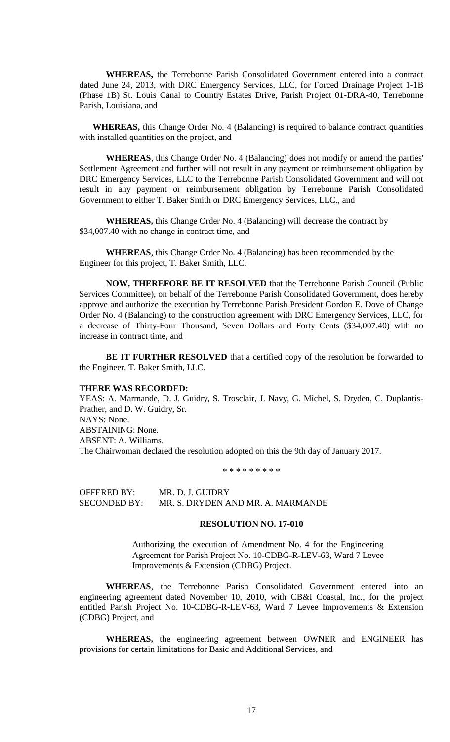**WHEREAS,** the Terrebonne Parish Consolidated Government entered into a contract dated June 24, 2013, with DRC Emergency Services, LLC, for Forced Drainage Project 1-1B (Phase 1B) St. Louis Canal to Country Estates Drive, Parish Project 01-DRA-40, Terrebonne Parish, Louisiana, and

**WHEREAS,** this Change Order No. 4 (Balancing) is required to balance contract quantities with installed quantities on the project, and

**WHEREAS**, this Change Order No. 4 (Balancing) does not modify or amend the parties' Settlement Agreement and further will not result in any payment or reimbursement obligation by DRC Emergency Services, LLC to the Terrebonne Parish Consolidated Government and will not result in any payment or reimbursement obligation by Terrebonne Parish Consolidated Government to either T. Baker Smith or DRC Emergency Services, LLC., and

**WHEREAS,** this Change Order No. 4 (Balancing) will decrease the contract by $34,007.40 with no change in contract time, and

**WHEREAS**, this Change Order No. 4 (Balancing) has been recommended by the Engineer for this project, T. Baker Smith, LLC.

**NOW, THEREFORE BE IT RESOLVED** that the Terrebonne Parish Council (Public Services Committee), on behalf of the Terrebonne Parish Consolidated Government, does hereby approve and authorize the execution by Terrebonne Parish President Gordon E. Dove of Change Order No. 4 (Balancing) to the construction agreement with DRC Emergency Services, LLC, for a decrease of Thirty-Four Thousand, Seven Dollars and Forty Cents ($34,007.40) with no increase in contract time, and

**BE IT FURTHER RESOLVED** that a certified copy of the resolution be forwarded to the Engineer, T. Baker Smith, LLC.

**THERE WAS RECORDED:**

YEAS: A. Marmande, D. J. Guidry, S. Trosclair, J. Navy, G. Michel, S. Dryden, C. Duplantis-Prather, and D. W. Guidry, Sr.

NAYS: None.

ABSTAINING: None.

ABSENT: A. Williams.

The Chairwoman declared the resolution adopted on this the 9th day of January 2017.

\* \* \* \* \* \* \* \* \*

OFFERED BY: MR. D. J. GUIDRY

SECONDED BY: MR. S. DRYDEN AND MR. A. MARMANDE

**RESOLUTION NO. 17-010**

Authorizing the execution of Amendment No. 4 for the Engineering Agreement for Parish Project No. 10-CDBG-R-LEV-63, Ward 7 Levee Improvements & Extension (CDBG) Project.

**WHEREAS**, the Terrebonne Parish Consolidated Government entered into an engineering agreement dated November 10, 2010, with CB&I Coastal, Inc., for the project entitled Parish Project No. 10-CDBG-R-LEV-63, Ward 7 Levee Improvements & Extension (CDBG) Project, and

**WHEREAS,** the engineering agreement between OWNER and ENGINEER has provisions for certain limitations for Basic and Additional Services, and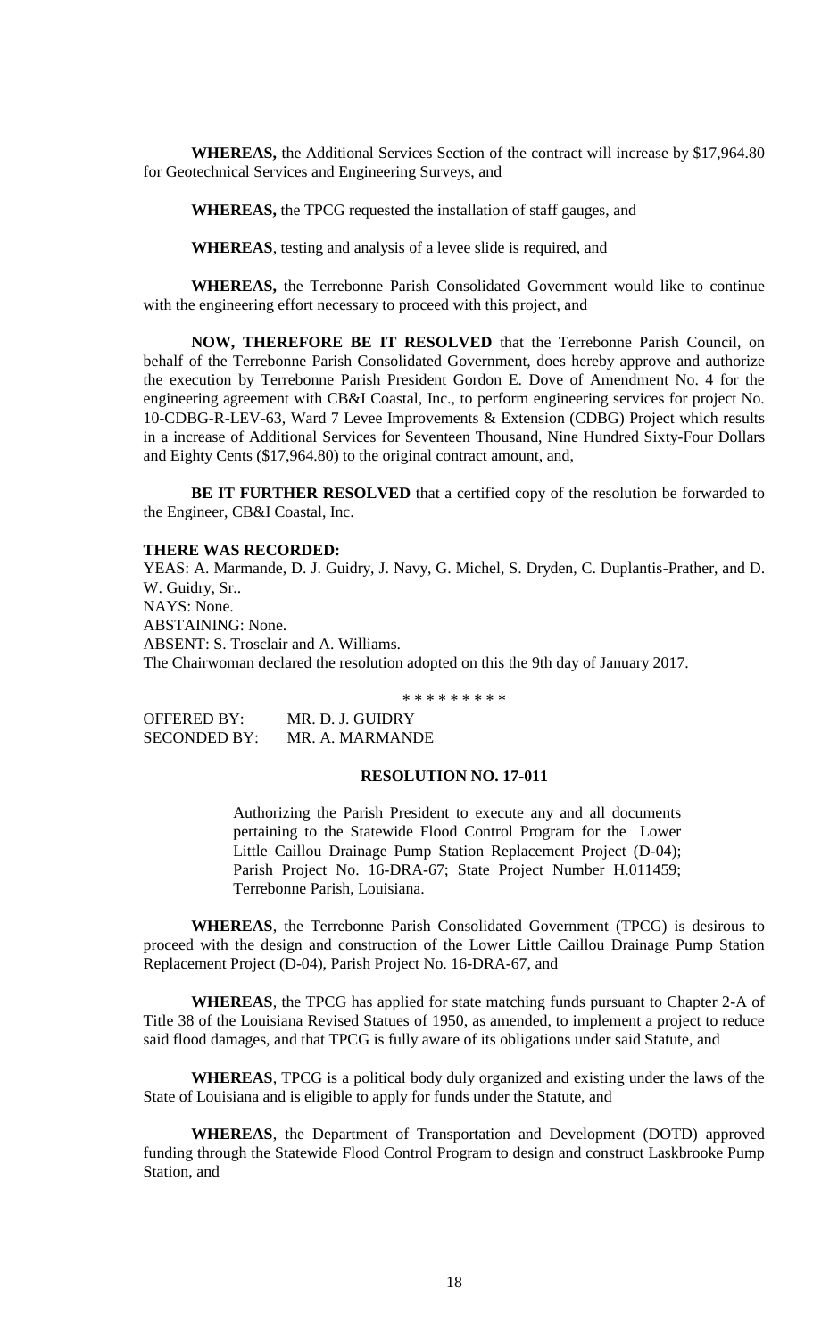**WHEREAS,** the Additional Services Section of the contract will increase by $17,964.80 for Geotechnical Services and Engineering Surveys, and

**WHEREAS,** the TPCG requested the installation of staff gauges, and

**WHEREAS**, testing and analysis of a levee slide is required, and

**WHEREAS,** the Terrebonne Parish Consolidated Government would like to continue with the engineering effort necessary to proceed with this project, and

**NOW, THEREFORE BE IT RESOLVED** that the Terrebonne Parish Council, on behalf of the Terrebonne Parish Consolidated Government, does hereby approve and authorize the execution by Terrebonne Parish President Gordon E. Dove of Amendment No. 4 for the engineering agreement with CB&I Coastal, Inc., to perform engineering services for project No. 10-CDBG-R-LEV-63, Ward 7 Levee Improvements & Extension (CDBG) Project which results in a increase of Additional Services for Seventeen Thousand, Nine Hundred Sixty-Four Dollars and Eighty Cents ($17,964.80) to the original contract amount, and,

**BE IT FURTHER RESOLVED** that a certified copy of the resolution be forwarded to the Engineer, CB&I Coastal, Inc.

**THERE WAS RECORDED:**

YEAS: A. Marmande, D. J. Guidry, J. Navy, G. Michel, S. Dryden, C. Duplantis-Prather, and D. W. Guidry, Sr..

NAYS: None.

ABSTAINING: None.

ABSENT: S. Trosclair and A. Williams.

The Chairwoman declared the resolution adopted on this the 9th day of January 2017.

\* \* \* \* \* \* \* \* \*

OFFERED BY: MR. D. J. GUIDRY

SECONDED BY: MR. A. MARMANDE

**RESOLUTION NO. 17-011**

Authorizing the Parish President to execute any and all documents pertaining to the Statewide Flood Control Program for the Lower Little Caillou Drainage Pump Station Replacement Project (D-04); Parish Project No. 16-DRA-67; State Project Number H.011459; Terrebonne Parish, Louisiana.

**WHEREAS**, the Terrebonne Parish Consolidated Government (TPCG) is desirous to proceed with the design and construction of the Lower Little Caillou Drainage Pump Station Replacement Project (D-04), Parish Project No. 16-DRA-67, and

**WHEREAS**, the TPCG has applied for state matching funds pursuant to Chapter 2-A of Title 38 of the Louisiana Revised Statues of 1950, as amended, to implement a project to reduce said flood damages, and that TPCG is fully aware of its obligations under said Statute, and

**WHEREAS**, TPCG is a political body duly organized and existing under the laws of the State of Louisiana and is eligible to apply for funds under the Statute, and

**WHEREAS**, the Department of Transportation and Development (DOTD) approved funding through the Statewide Flood Control Program to design and construct Laskbrooke Pump Station, and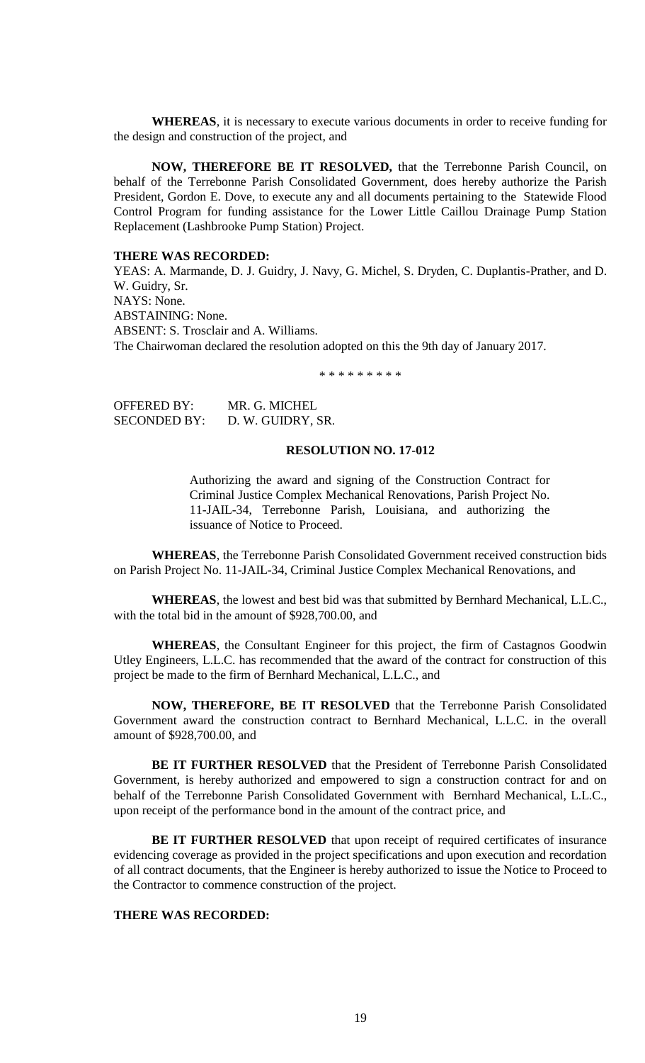**WHEREAS**, it is necessary to execute various documents in order to receive funding for the design and construction of the project, and

**NOW, THEREFORE BE IT RESOLVED,** that the Terrebonne Parish Council, on behalf of the Terrebonne Parish Consolidated Government, does hereby authorize the Parish President, Gordon E. Dove, to execute any and all documents pertaining to the Statewide Flood Control Program for funding assistance for the Lower Little Caillou Drainage Pump Station Replacement (Lashbrooke Pump Station) Project.

**THERE WAS RECORDED:**

YEAS: A. Marmande, D. J. Guidry, J. Navy, G. Michel, S. Dryden, C. Duplantis-Prather, and D. W. Guidry, Sr.
NAYS: None.
ABSTAINING: None.
ABSENT: S. Trosclair and A. Williams.
The Chairwoman declared the resolution adopted on this the 9th day of January 2017.

\* \* \* \* \* \* \* \* \*

OFFERED BY: MR. G. MICHEL
SECONDED BY: D. W. GUIDRY, SR.

**RESOLUTION NO. 17-012**

Authorizing the award and signing of the Construction Contract for Criminal Justice Complex Mechanical Renovations, Parish Project No. 11-JAIL-34, Terrebonne Parish, Louisiana, and authorizing the issuance of Notice to Proceed.

**WHEREAS**, the Terrebonne Parish Consolidated Government received construction bids on Parish Project No. 11-JAIL-34, Criminal Justice Complex Mechanical Renovations, and

**WHEREAS**, the lowest and best bid was that submitted by Bernhard Mechanical, L.L.C., with the total bid in the amount of $928,700.00, and

**WHEREAS**, the Consultant Engineer for this project, the firm of Castagnos Goodwin Utley Engineers, L.L.C. has recommended that the award of the contract for construction of this project be made to the firm of Bernhard Mechanical, L.L.C., and

**NOW, THEREFORE, BE IT RESOLVED** that the Terrebonne Parish Consolidated Government award the construction contract to Bernhard Mechanical, L.L.C. in the overall amount of $928,700.00, and

**BE IT FURTHER RESOLVED** that the President of Terrebonne Parish Consolidated Government, is hereby authorized and empowered to sign a construction contract for and on behalf of the Terrebonne Parish Consolidated Government with Bernhard Mechanical, L.L.C., upon receipt of the performance bond in the amount of the contract price, and

**BE IT FURTHER RESOLVED** that upon receipt of required certificates of insurance evidencing coverage as provided in the project specifications and upon execution and recordation of all contract documents, that the Engineer is hereby authorized to issue the Notice to Proceed to the Contractor to commence construction of the project.

**THERE WAS RECORDED:**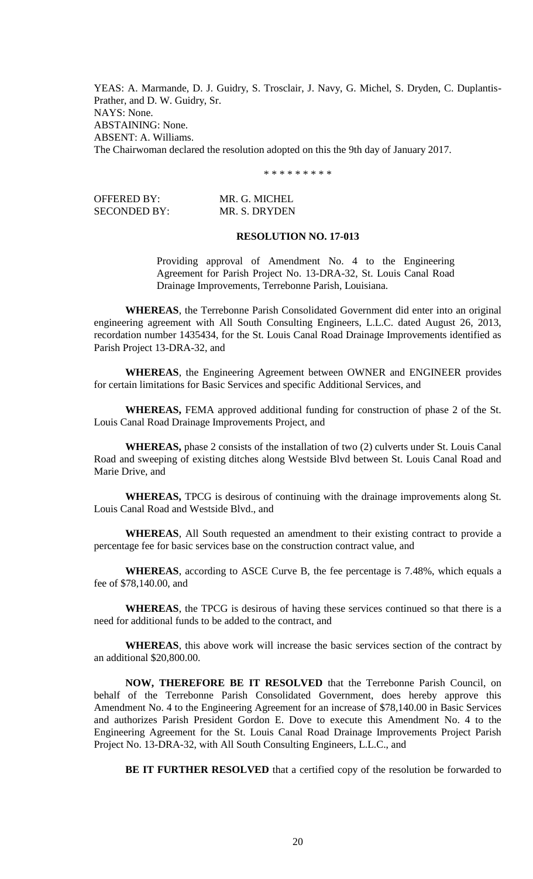YEAS: A. Marmande, D. J. Guidry, S. Trosclair, J. Navy, G. Michel, S. Dryden, C. Duplantis-Prather, and D. W. Guidry, Sr.
NAYS: None.
ABSTAINING: None.
ABSENT: A. Williams.
The Chairwoman declared the resolution adopted on this the 9th day of January 2017.

\* \* \* \* \* \* \* \* \*

OFFERED BY: MR. G. MICHEL
SECONDED BY: MR. S. DRYDEN

**RESOLUTION NO. 17-013**

Providing approval of Amendment No. 4 to the Engineering Agreement for Parish Project No. 13-DRA-32, St. Louis Canal Road Drainage Improvements, Terrebonne Parish, Louisiana.

**WHEREAS**, the Terrebonne Parish Consolidated Government did enter into an original engineering agreement with All South Consulting Engineers, L.L.C. dated August 26, 2013, recordation number 1435434, for the St. Louis Canal Road Drainage Improvements identified as Parish Project 13-DRA-32, and

**WHEREAS**, the Engineering Agreement between OWNER and ENGINEER provides for certain limitations for Basic Services and specific Additional Services, and

**WHEREAS,** FEMA approved additional funding for construction of phase 2 of the St. Louis Canal Road Drainage Improvements Project, and

**WHEREAS,** phase 2 consists of the installation of two (2) culverts under St. Louis Canal Road and sweeping of existing ditches along Westside Blvd between St. Louis Canal Road and Marie Drive, and

**WHEREAS,** TPCG is desirous of continuing with the drainage improvements along St. Louis Canal Road and Westside Blvd., and

**WHEREAS**, All South requested an amendment to their existing contract to provide a percentage fee for basic services base on the construction contract value, and

**WHEREAS**, according to ASCE Curve B, the fee percentage is 7.48%, which equals a fee of $78,140.00, and

**WHEREAS**, the TPCG is desirous of having these services continued so that there is a need for additional funds to be added to the contract, and

**WHEREAS**, this above work will increase the basic services section of the contract by an additional $20,800.00.

**NOW, THEREFORE BE IT RESOLVED** that the Terrebonne Parish Council, on behalf of the Terrebonne Parish Consolidated Government, does hereby approve this Amendment No. 4 to the Engineering Agreement for an increase of $78,140.00 in Basic Services and authorizes Parish President Gordon E. Dove to execute this Amendment No. 4 to the Engineering Agreement for the St. Louis Canal Road Drainage Improvements Project Parish Project No. 13-DRA-32, with All South Consulting Engineers, L.L.C., and

**BE IT FURTHER RESOLVED** that a certified copy of the resolution be forwarded to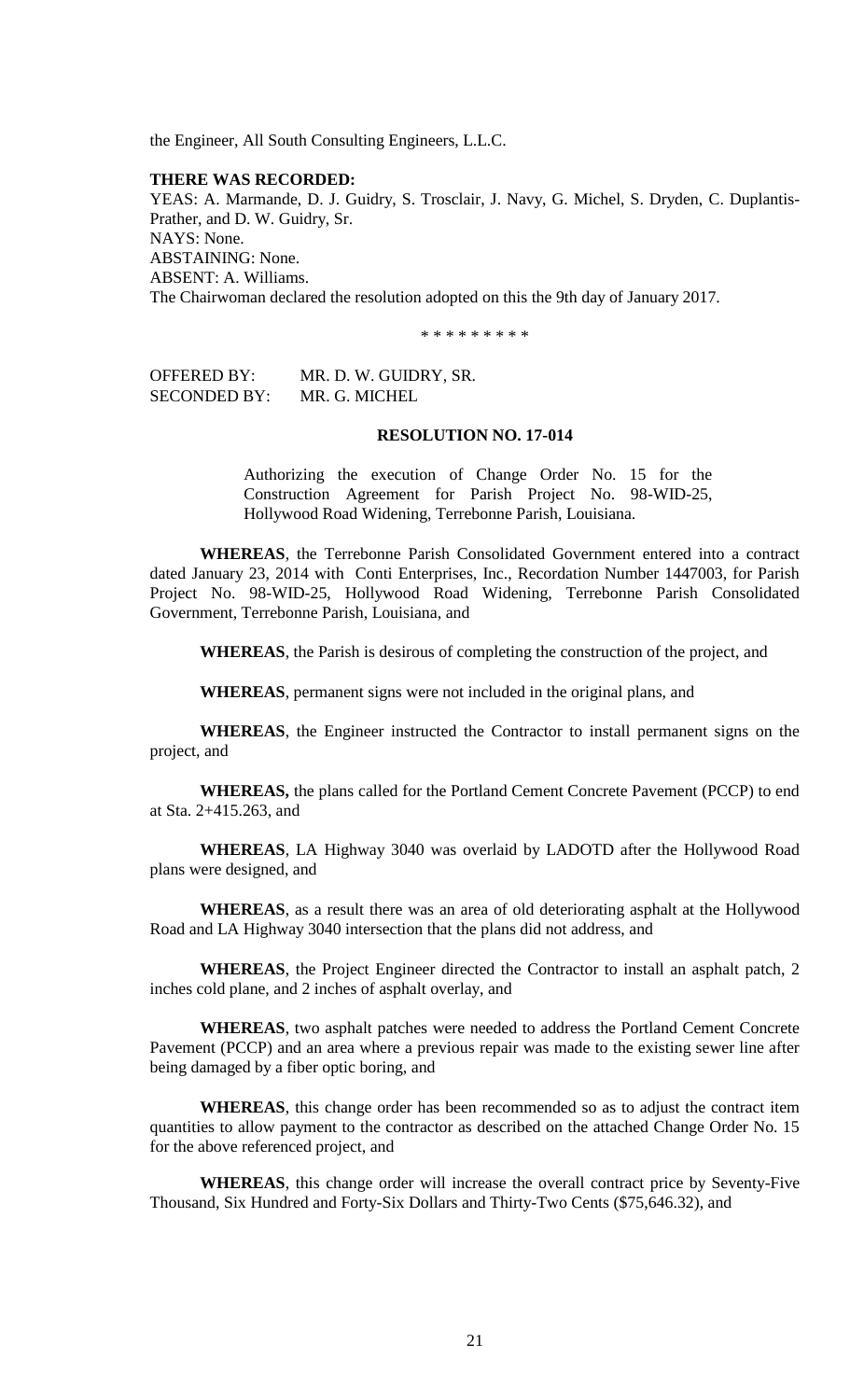the Engineer, All South Consulting Engineers, L.L.C.

**THERE WAS RECORDED:**

YEAS: A. Marmande, D. J. Guidry, S. Trosclair, J. Navy, G. Michel, S. Dryden, C. Duplantis-Prather, and D. W. Guidry, Sr.

NAYS: None.

ABSTAINING: None.

ABSENT: A. Williams.

The Chairwoman declared the resolution adopted on this the 9th day of January 2017.

\* \* \* \* \* \* \* \* \*

OFFERED BY: MR. D. W. GUIDRY, SR.

SECONDED BY: MR. G. MICHEL

**RESOLUTION NO. 17-014**

Authorizing the execution of Change Order No. 15 for the Construction Agreement for Parish Project No. 98-WID-25, Hollywood Road Widening, Terrebonne Parish, Louisiana.

**WHEREAS**, the Terrebonne Parish Consolidated Government entered into a contract dated January 23, 2014 with Conti Enterprises, Inc., Recordation Number 1447003, for Parish Project No. 98-WID-25, Hollywood Road Widening, Terrebonne Parish Consolidated Government, Terrebonne Parish, Louisiana, and

**WHEREAS**, the Parish is desirous of completing the construction of the project, and

**WHEREAS**, permanent signs were not included in the original plans, and

**WHEREAS**, the Engineer instructed the Contractor to install permanent signs on the project, and

**WHEREAS,** the plans called for the Portland Cement Concrete Pavement (PCCP) to end at Sta. 2+415.263, and

**WHEREAS**, LA Highway 3040 was overlaid by LADOTD after the Hollywood Road plans were designed, and

**WHEREAS**, as a result there was an area of old deteriorating asphalt at the Hollywood Road and LA Highway 3040 intersection that the plans did not address, and

**WHEREAS**, the Project Engineer directed the Contractor to install an asphalt patch, 2 inches cold plane, and 2 inches of asphalt overlay, and

**WHEREAS**, two asphalt patches were needed to address the Portland Cement Concrete Pavement (PCCP) and an area where a previous repair was made to the existing sewer line after being damaged by a fiber optic boring, and

**WHEREAS**, this change order has been recommended so as to adjust the contract item quantities to allow payment to the contractor as described on the attached Change Order No. 15 for the above referenced project, and

**WHEREAS**, this change order will increase the overall contract price by Seventy-Five Thousand, Six Hundred and Forty-Six Dollars and Thirty-Two Cents ($75,646.32), and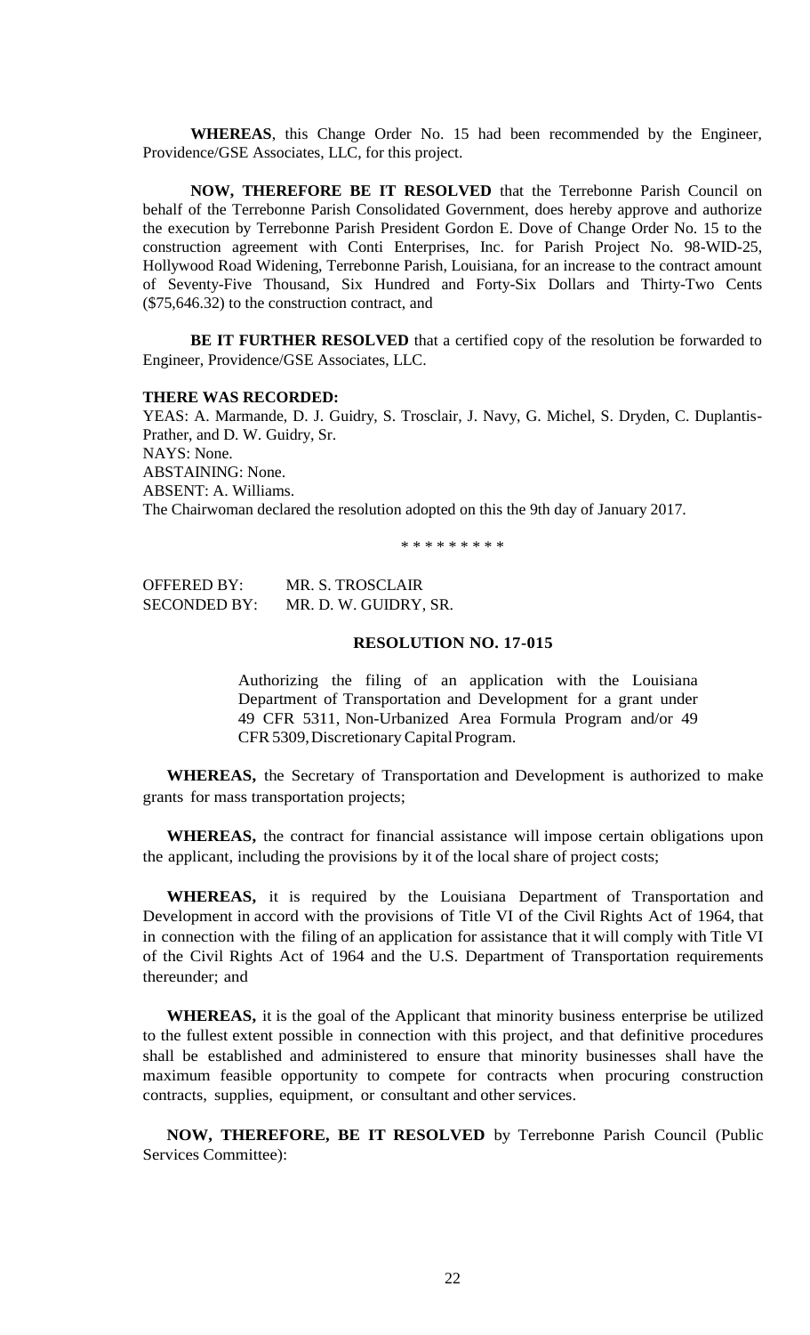**WHEREAS**, this Change Order No. 15 had been recommended by the Engineer, Providence/GSE Associates, LLC, for this project.

**NOW, THEREFORE BE IT RESOLVED** that the Terrebonne Parish Council on behalf of the Terrebonne Parish Consolidated Government, does hereby approve and authorize the execution by Terrebonne Parish President Gordon E. Dove of Change Order No. 15 to the construction agreement with Conti Enterprises, Inc. for Parish Project No. 98-WID-25, Hollywood Road Widening, Terrebonne Parish, Louisiana, for an increase to the contract amount of Seventy-Five Thousand, Six Hundred and Forty-Six Dollars and Thirty-Two Cents ($75,646.32) to the construction contract, and

**BE IT FURTHER RESOLVED** that a certified copy of the resolution be forwarded to Engineer, Providence/GSE Associates, LLC.

**THERE WAS RECORDED:**

YEAS: A. Marmande, D. J. Guidry, S. Trosclair, J. Navy, G. Michel, S. Dryden, C. Duplantis-Prather, and D. W. Guidry, Sr.
NAYS: None.
ABSTAINING: None.
ABSENT: A. Williams.
The Chairwoman declared the resolution adopted on this the 9th day of January 2017.

\* \* \* \* \* \* \* \* \*

OFFERED BY: MR. S. TROSCLAIR
SECONDED BY: MR. D. W. GUIDRY, SR.

**RESOLUTION NO. 17-015**

Authorizing the filing of an application with the Louisiana Department of Transportation and Development for a grant under 49 CFR 5311, Non-Urbanized Area Formula Program and/or 49 CFR 5309, Discretionary Capital Program.

**WHEREAS,** the Secretary of Transportation and Development is authorized to make grants for mass transportation projects;

**WHEREAS,** the contract for financial assistance will impose certain obligations upon the applicant, including the provisions by it of the local share of project costs;

**WHEREAS,** it is required by the Louisiana Department of Transportation and Development in accord with the provisions of Title VI of the Civil Rights Act of 1964, that in connection with the filing of an application for assistance that it will comply with Title VI of the Civil Rights Act of 1964 and the U.S. Department of Transportation requirements thereunder; and

**WHEREAS,** it is the goal of the Applicant that minority business enterprise be utilized to the fullest extent possible in connection with this project, and that definitive procedures shall be established and administered to ensure that minority businesses shall have the maximum feasible opportunity to compete for contracts when procuring construction contracts, supplies, equipment, or consultant and other services.

**NOW, THEREFORE, BE IT RESOLVED** by Terrebonne Parish Council (Public Services Committee):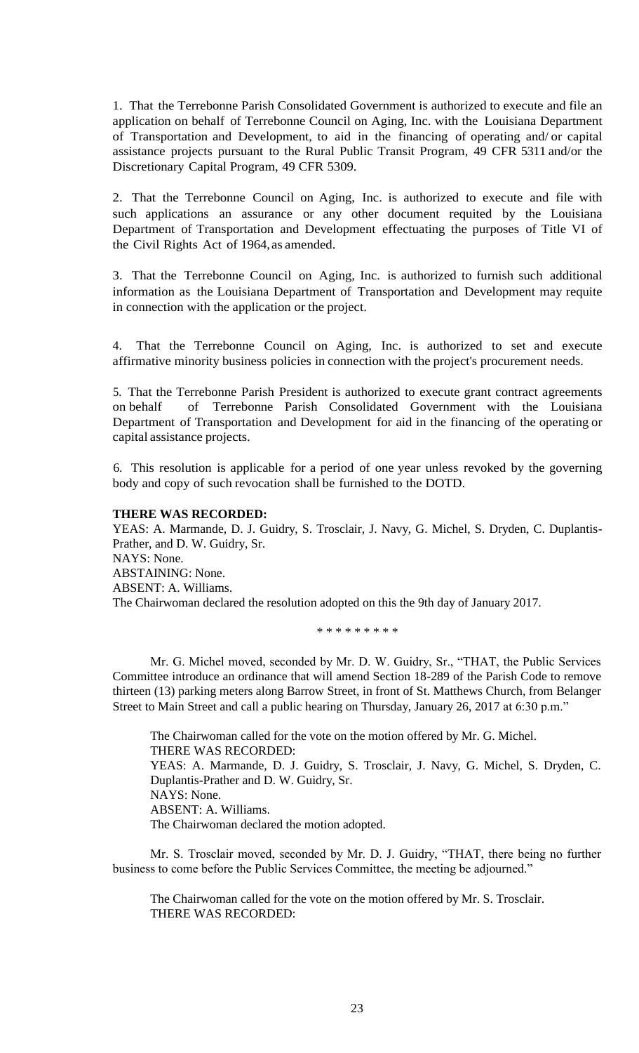1. That the Terrebonne Parish Consolidated Government is authorized to execute and file an application on behalf of Terrebonne Council on Aging, Inc. with the Louisiana Department of Transportation and Development, to aid in the financing of operating and/ or capital assistance projects pursuant to the Rural Public Transit Program, 49 CFR 5311 and/or the Discretionary Capital Program, 49 CFR 5309.

2. That the Terrebonne Council on Aging, Inc. is authorized to execute and file with such applications an assurance or any other document requited by the Louisiana Department of Transportation and Development effectuating the purposes of Title VI of the Civil Rights Act of 1964, as amended.

3. That the Terrebonne Council on Aging, Inc. is authorized to furnish such additional information as the Louisiana Department of Transportation and Development may requite in connection with the application or the project.

4. That the Terrebonne Council on Aging, Inc. is authorized to set and execute affirmative minority business policies in connection with the project's procurement needs.

5. That the Terrebonne Parish President is authorized to execute grant contract agreements on behalf of Terrebonne Parish Consolidated Government with the Louisiana Department of Transportation and Development for aid in the financing of the operating or capital assistance projects.

6. This resolution is applicable for a period of one year unless revoked by the governing body and copy of such revocation shall be furnished to the DOTD.

**THERE WAS RECORDED:**
YEAS: A. Marmande, D. J. Guidry, S. Trosclair, J. Navy, G. Michel, S. Dryden, C. Duplantis-Prather, and D. W. Guidry, Sr.
NAYS: None.
ABSTAINING: None.
ABSENT: A. Williams.
The Chairwoman declared the resolution adopted on this the 9th day of January 2017.

* * * * * * * * *

Mr. G. Michel moved, seconded by Mr. D. W. Guidry, Sr., "THAT, the Public Services Committee introduce an ordinance that will amend Section 18-289 of the Parish Code to remove thirteen (13) parking meters along Barrow Street, in front of St. Matthews Church, from Belanger Street to Main Street and call a public hearing on Thursday, January 26, 2017 at 6:30 p.m."

The Chairwoman called for the vote on the motion offered by Mr. G. Michel.
THERE WAS RECORDED:
YEAS: A. Marmande, D. J. Guidry, S. Trosclair, J. Navy, G. Michel, S. Dryden, C. Duplantis-Prather and D. W. Guidry, Sr.
NAYS: None.
ABSENT: A. Williams.
The Chairwoman declared the motion adopted.

Mr. S. Trosclair moved, seconded by Mr. D. J. Guidry, "THAT, there being no further business to come before the Public Services Committee, the meeting be adjourned."

The Chairwoman called for the vote on the motion offered by Mr. S. Trosclair.
THERE WAS RECORDED: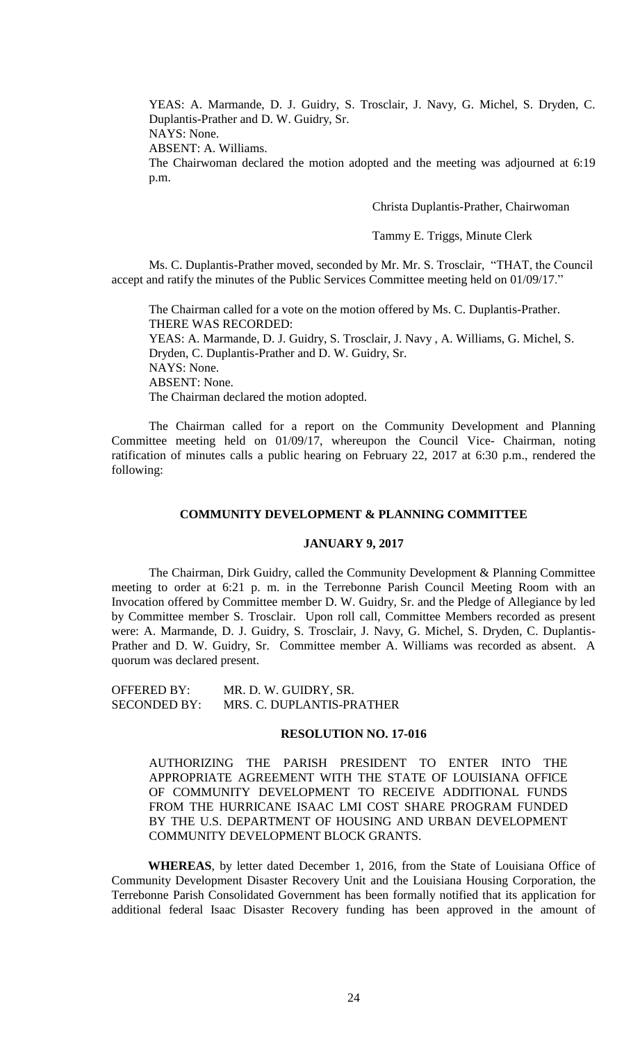YEAS: A. Marmande, D. J. Guidry, S. Trosclair, J. Navy, G. Michel, S. Dryden, C. Duplantis-Prather and D. W. Guidry, Sr.
NAYS: None.
ABSENT: A. Williams.
The Chairwoman declared the motion adopted and the meeting was adjourned at 6:19 p.m.

Christa Duplantis-Prather, Chairwoman

Tammy E. Triggs, Minute Clerk

Ms. C. Duplantis-Prather moved, seconded by Mr. Mr. S. Trosclair, "THAT, the Council accept and ratify the minutes of the Public Services Committee meeting held on 01/09/17."

The Chairman called for a vote on the motion offered by Ms. C. Duplantis-Prather.
THERE WAS RECORDED:
YEAS: A. Marmande, D. J. Guidry, S. Trosclair, J. Navy , A. Williams, G. Michel, S. Dryden, C. Duplantis-Prather and D. W. Guidry, Sr.
NAYS: None.
ABSENT: None.
The Chairman declared the motion adopted.

The Chairman called for a report on the Community Development and Planning Committee meeting held on 01/09/17, whereupon the Council Vice- Chairman, noting ratification of minutes calls a public hearing on February 22, 2017 at 6:30 p.m., rendered the following:

## COMMUNITY DEVELOPMENT & PLANNING COMMITTEE

## JANUARY 9, 2017

The Chairman, Dirk Guidry, called the Community Development & Planning Committee meeting to order at 6:21 p. m. in the Terrebonne Parish Council Meeting Room with an Invocation offered by Committee member D. W. Guidry, Sr. and the Pledge of Allegiance by led by Committee member S. Trosclair. Upon roll call, Committee Members recorded as present were: A. Marmande, D. J. Guidry, S. Trosclair, J. Navy, G. Michel, S. Dryden, C. Duplantis-Prather and D. W. Guidry, Sr. Committee member A. Williams was recorded as absent. A quorum was declared present.

OFFERED BY: MR. D. W. GUIDRY, SR.
SECONDED BY: MRS. C. DUPLANTIS-PRATHER

## RESOLUTION NO. 17-016

AUTHORIZING THE PARISH PRESIDENT TO ENTER INTO THE APPROPRIATE AGREEMENT WITH THE STATE OF LOUISIANA OFFICE OF COMMUNITY DEVELOPMENT TO RECEIVE ADDITIONAL FUNDS FROM THE HURRICANE ISAAC LMI COST SHARE PROGRAM FUNDED BY THE U.S. DEPARTMENT OF HOUSING AND URBAN DEVELOPMENT COMMUNITY DEVELOPMENT BLOCK GRANTS.

**WHEREAS**, by letter dated December 1, 2016, from the State of Louisiana Office of Community Development Disaster Recovery Unit and the Louisiana Housing Corporation, the Terrebonne Parish Consolidated Government has been formally notified that its application for additional federal Isaac Disaster Recovery funding has been approved in the amount of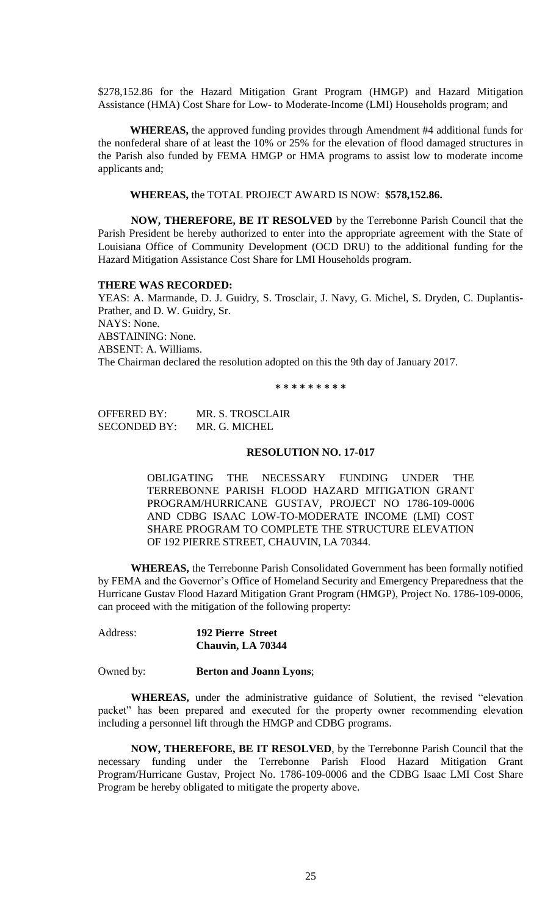$278,152.86 for the Hazard Mitigation Grant Program (HMGP) and Hazard Mitigation Assistance (HMA) Cost Share for Low- to Moderate-Income (LMI) Households program; and

**WHEREAS,** the approved funding provides through Amendment #4 additional funds for the nonfederal share of at least the 10% or 25% for the elevation of flood damaged structures in the Parish also funded by FEMA HMGP or HMA programs to assist low to moderate income applicants and;

**WHEREAS,** the TOTAL PROJECT AWARD IS NOW: **$578,152.86.**

**NOW, THEREFORE, BE IT RESOLVED** by the Terrebonne Parish Council that the Parish President be hereby authorized to enter into the appropriate agreement with the State of Louisiana Office of Community Development (OCD DRU) to the additional funding for the Hazard Mitigation Assistance Cost Share for LMI Households program.

**THERE WAS RECORDED:**

YEAS: A. Marmande, D. J. Guidry, S. Trosclair, J. Navy, G. Michel, S. Dryden, C. Duplantis-Prather, and D. W. Guidry, Sr.
NAYS: None.
ABSTAINING: None.
ABSENT: A. Williams.
The Chairman declared the resolution adopted on this the 9th day of January 2017.

**\* \* \* \* \* \* \* \* \***

OFFERED BY: MR. S. TROSCLAIR
SECONDED BY: MR. G. MICHEL

**RESOLUTION NO. 17-017**

OBLIGATING THE NECESSARY FUNDING UNDER THE TERREBONNE PARISH FLOOD HAZARD MITIGATION GRANT PROGRAM/HURRICANE GUSTAV, PROJECT NO 1786-109-0006 AND CDBG ISAAC LOW-TO-MODERATE INCOME (LMI) COST SHARE PROGRAM TO COMPLETE THE STRUCTURE ELEVATION OF 192 PIERRE STREET, CHAUVIN, LA 70344.

**WHEREAS,** the Terrebonne Parish Consolidated Government has been formally notified by FEMA and the Governor's Office of Homeland Security and Emergency Preparedness that the Hurricane Gustav Flood Hazard Mitigation Grant Program (HMGP), Project No. 1786-109-0006, can proceed with the mitigation of the following property:

Address: **192 Pierre Street**
**Chauvin, LA 70344**

Owned by: **Berton and Joann Lyons**;

**WHEREAS,** under the administrative guidance of Solutient, the revised "elevation packet" has been prepared and executed for the property owner recommending elevation including a personnel lift through the HMGP and CDBG programs.

**NOW, THEREFORE, BE IT RESOLVED**, by the Terrebonne Parish Council that the necessary funding under the Terrebonne Parish Flood Hazard Mitigation Grant Program/Hurricane Gustav, Project No. 1786-109-0006 and the CDBG Isaac LMI Cost Share Program be hereby obligated to mitigate the property above.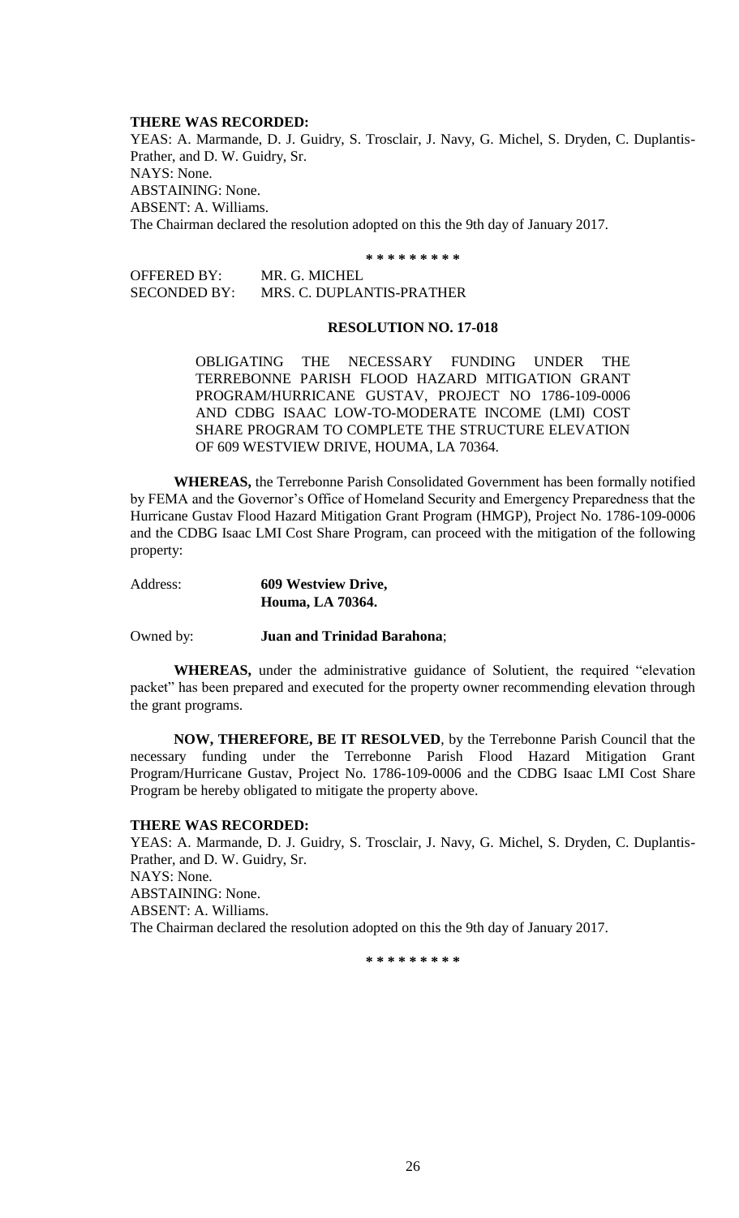**THERE WAS RECORDED:**
YEAS: A. Marmande, D. J. Guidry, S. Trosclair, J. Navy, G. Michel, S. Dryden, C. Duplantis-Prather, and D. W. Guidry, Sr.
NAYS: None.
ABSTAINING: None.
ABSENT: A. Williams.
The Chairman declared the resolution adopted on this the 9th day of January 2017.

\* \* \* \* \* \* \* \* \*

OFFERED BY: MR. G. MICHEL
SECONDED BY: MRS. C. DUPLANTIS-PRATHER

**RESOLUTION NO. 17-018**

OBLIGATING THE NECESSARY FUNDING UNDER THE TERREBONNE PARISH FLOOD HAZARD MITIGATION GRANT PROGRAM/HURRICANE GUSTAV, PROJECT NO 1786-109-0006 AND CDBG ISAAC LOW-TO-MODERATE INCOME (LMI) COST SHARE PROGRAM TO COMPLETE THE STRUCTURE ELEVATION OF 609 WESTVIEW DRIVE, HOUMA, LA 70364.

**WHEREAS,** the Terrebonne Parish Consolidated Government has been formally notified by FEMA and the Governor's Office of Homeland Security and Emergency Preparedness that the Hurricane Gustav Flood Hazard Mitigation Grant Program (HMGP), Project No. 1786-109-0006 and the CDBG Isaac LMI Cost Share Program, can proceed with the mitigation of the following property:

Address: **609 Westview Drive,**
**Houma, LA 70364.**

Owned by: **Juan and Trinidad Barahona**;

**WHEREAS,** under the administrative guidance of Solutient, the required "elevation packet" has been prepared and executed for the property owner recommending elevation through the grant programs.

**NOW, THEREFORE, BE IT RESOLVED**, by the Terrebonne Parish Council that the necessary funding under the Terrebonne Parish Flood Hazard Mitigation Grant Program/Hurricane Gustav, Project No. 1786-109-0006 and the CDBG Isaac LMI Cost Share Program be hereby obligated to mitigate the property above.

**THERE WAS RECORDED:**
YEAS: A. Marmande, D. J. Guidry, S. Trosclair, J. Navy, G. Michel, S. Dryden, C. Duplantis-Prather, and D. W. Guidry, Sr.
NAYS: None.
ABSTAINING: None.
ABSENT: A. Williams.
The Chairman declared the resolution adopted on this the 9th day of January 2017.

\* \* \* \* \* \* \* \* \*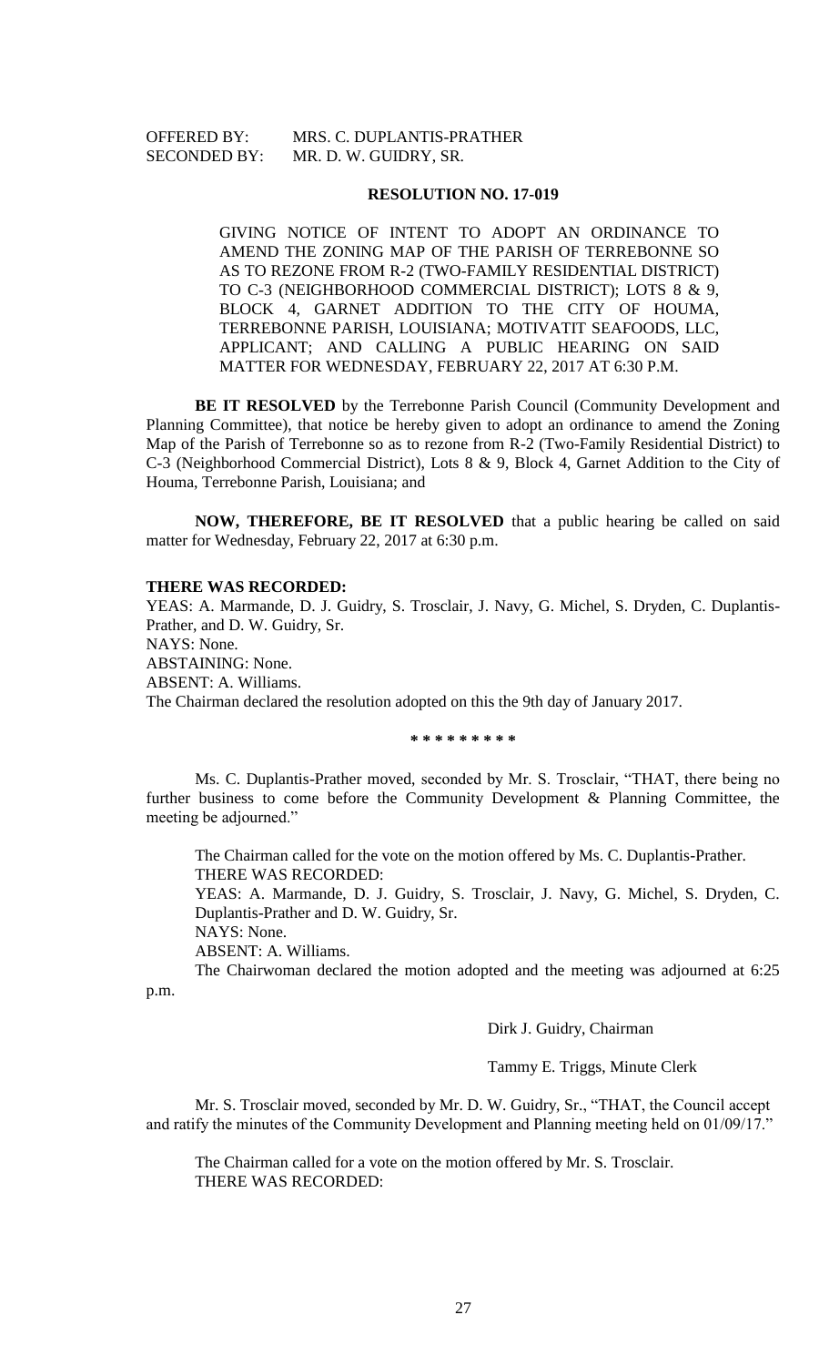OFFERED BY: MRS. C. DUPLANTIS-PRATHER
SECONDED BY: MR. D. W. GUIDRY, SR.

**RESOLUTION NO. 17-019**

GIVING NOTICE OF INTENT TO ADOPT AN ORDINANCE TO AMEND THE ZONING MAP OF THE PARISH OF TERREBONNE SO AS TO REZONE FROM R-2 (TWO-FAMILY RESIDENTIAL DISTRICT) TO C-3 (NEIGHBORHOOD COMMERCIAL DISTRICT); LOTS 8 & 9, BLOCK 4, GARNET ADDITION TO THE CITY OF HOUMA, TERREBONNE PARISH, LOUISIANA; MOTIVATIT SEAFOODS, LLC, APPLICANT; AND CALLING A PUBLIC HEARING ON SAID MATTER FOR WEDNESDAY, FEBRUARY 22, 2017 AT 6:30 P.M.

**BE IT RESOLVED** by the Terrebonne Parish Council (Community Development and Planning Committee), that notice be hereby given to adopt an ordinance to amend the Zoning Map of the Parish of Terrebonne so as to rezone from R-2 (Two-Family Residential District) to C-3 (Neighborhood Commercial District), Lots 8 & 9, Block 4, Garnet Addition to the City of Houma, Terrebonne Parish, Louisiana; and

**NOW, THEREFORE, BE IT RESOLVED** that a public hearing be called on said matter for Wednesday, February 22, 2017 at 6:30 p.m.

**THERE WAS RECORDED:**
YEAS: A. Marmande, D. J. Guidry, S. Trosclair, J. Navy, G. Michel, S. Dryden, C. Duplantis-Prather, and D. W. Guidry, Sr.
NAYS: None.
ABSTAINING: None.
ABSENT: A. Williams.
The Chairman declared the resolution adopted on this the 9th day of January 2017.

**\* \* \* \* \* \* \* \* \***

Ms. C. Duplantis-Prather moved, seconded by Mr. S. Trosclair, "THAT, there being no further business to come before the Community Development & Planning Committee, the meeting be adjourned."

The Chairman called for the vote on the motion offered by Ms. C. Duplantis-Prather.
THERE WAS RECORDED:
YEAS: A. Marmande, D. J. Guidry, S. Trosclair, J. Navy, G. Michel, S. Dryden, C. Duplantis-Prather and D. W. Guidry, Sr.
NAYS: None.
ABSENT: A. Williams.
The Chairwoman declared the motion adopted and the meeting was adjourned at 6:25 p.m.

Dirk J. Guidry, Chairman

Tammy E. Triggs, Minute Clerk

Mr. S. Trosclair moved, seconded by Mr. D. W. Guidry, Sr., "THAT, the Council accept and ratify the minutes of the Community Development and Planning meeting held on 01/09/17."

The Chairman called for a vote on the motion offered by Mr. S. Trosclair.
THERE WAS RECORDED: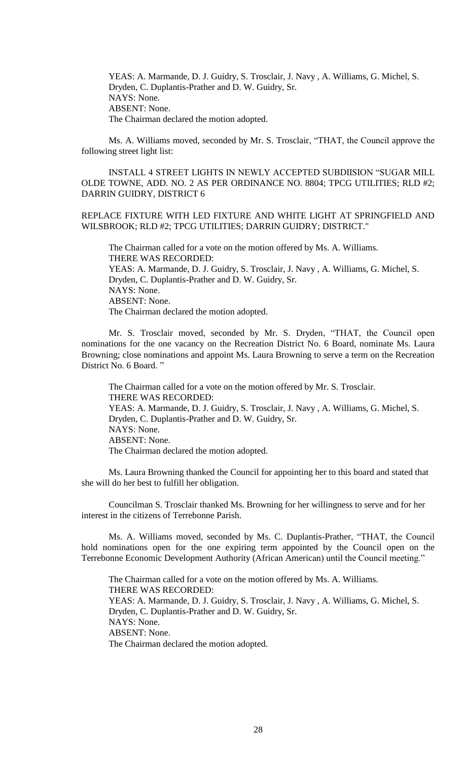YEAS: A. Marmande, D. J. Guidry, S. Trosclair, J. Navy , A. Williams, G. Michel, S. Dryden, C. Duplantis-Prather and D. W. Guidry, Sr.
NAYS: None.
ABSENT: None.
The Chairman declared the motion adopted.

Ms. A. Williams moved, seconded by Mr. S. Trosclair, "THAT, the Council approve the following street light list:

INSTALL 4 STREET LIGHTS IN NEWLY ACCEPTED SUBDIISION "SUGAR MILL OLDE TOWNE, ADD. NO. 2 AS PER ORDINANCE NO. 8804; TPCG UTILITIES; RLD #2; DARRIN GUIDRY, DISTRICT 6

REPLACE FIXTURE WITH LED FIXTURE AND WHITE LIGHT AT SPRINGFIELD AND WILSBROOK; RLD #2; TPCG UTILITIES; DARRIN GUIDRY; DISTRICT."

The Chairman called for a vote on the motion offered by Ms. A. Williams.
THERE WAS RECORDED:
YEAS: A. Marmande, D. J. Guidry, S. Trosclair, J. Navy , A. Williams, G. Michel, S. Dryden, C. Duplantis-Prather and D. W. Guidry, Sr.
NAYS: None.
ABSENT: None.
The Chairman declared the motion adopted.

Mr. S. Trosclair moved, seconded by Mr. S. Dryden, "THAT, the Council open nominations for the one vacancy on the Recreation District No. 6 Board, nominate Ms. Laura Browning; close nominations and appoint Ms. Laura Browning to serve a term on the Recreation District No. 6 Board. "

The Chairman called for a vote on the motion offered by Mr. S. Trosclair.
THERE WAS RECORDED:
YEAS: A. Marmande, D. J. Guidry, S. Trosclair, J. Navy , A. Williams, G. Michel, S. Dryden, C. Duplantis-Prather and D. W. Guidry, Sr.
NAYS: None.
ABSENT: None.
The Chairman declared the motion adopted.

Ms. Laura Browning thanked the Council for appointing her to this board and stated that she will do her best to fulfill her obligation.

Councilman S. Trosclair thanked Ms. Browning for her willingness to serve and for her interest in the citizens of Terrebonne Parish.

Ms. A. Williams moved, seconded by Ms. C. Duplantis-Prather, "THAT, the Council hold nominations open for the one expiring term appointed by the Council open on the Terrebonne Economic Development Authority (African American) until the Council meeting."

The Chairman called for a vote on the motion offered by Ms. A. Williams.
THERE WAS RECORDED:
YEAS: A. Marmande, D. J. Guidry, S. Trosclair, J. Navy , A. Williams, G. Michel, S. Dryden, C. Duplantis-Prather and D. W. Guidry, Sr.
NAYS: None.
ABSENT: None.
The Chairman declared the motion adopted.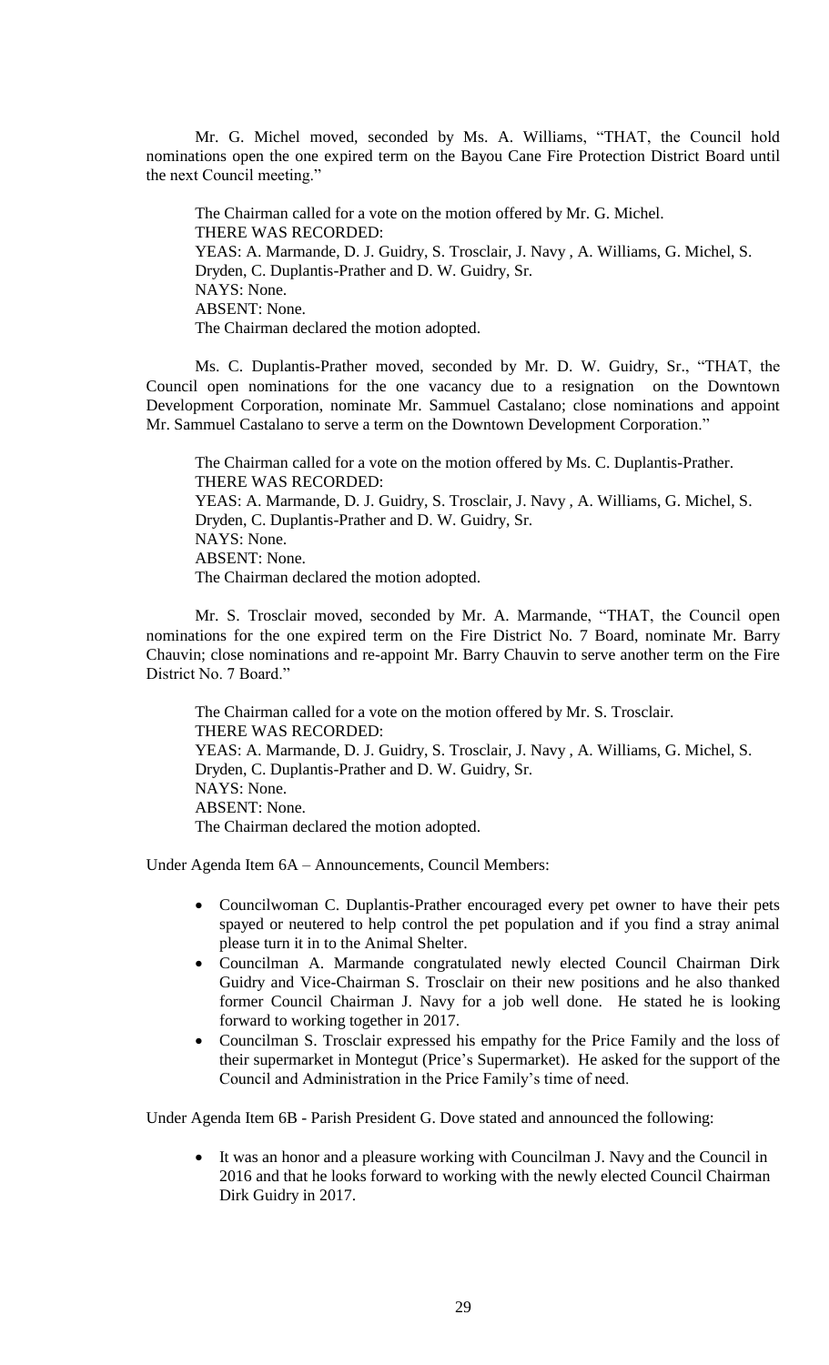Mr. G. Michel moved, seconded by Ms. A. Williams, "THAT, the Council hold nominations open the one expired term on the Bayou Cane Fire Protection District Board until the next Council meeting."

The Chairman called for a vote on the motion offered by Mr. G. Michel.
THERE WAS RECORDED:
YEAS: A. Marmande, D. J. Guidry, S. Trosclair, J. Navy , A. Williams, G. Michel, S. Dryden, C. Duplantis-Prather and D. W. Guidry, Sr.
NAYS: None.
ABSENT: None.
The Chairman declared the motion adopted.

Ms. C. Duplantis-Prather moved, seconded by Mr. D. W. Guidry, Sr., "THAT, the Council open nominations for the one vacancy due to a resignation on the Downtown Development Corporation, nominate Mr. Sammuel Castalano; close nominations and appoint Mr. Sammuel Castalano to serve a term on the Downtown Development Corporation."

The Chairman called for a vote on the motion offered by Ms. C. Duplantis-Prather.
THERE WAS RECORDED:
YEAS: A. Marmande, D. J. Guidry, S. Trosclair, J. Navy , A. Williams, G. Michel, S. Dryden, C. Duplantis-Prather and D. W. Guidry, Sr.
NAYS: None.
ABSENT: None.
The Chairman declared the motion adopted.

Mr. S. Trosclair moved, seconded by Mr. A. Marmande, "THAT, the Council open nominations for the one expired term on the Fire District No. 7 Board, nominate Mr. Barry Chauvin; close nominations and re-appoint Mr. Barry Chauvin to serve another term on the Fire District No. 7 Board."

The Chairman called for a vote on the motion offered by Mr. S. Trosclair.
THERE WAS RECORDED:
YEAS: A. Marmande, D. J. Guidry, S. Trosclair, J. Navy , A. Williams, G. Michel, S. Dryden, C. Duplantis-Prather and D. W. Guidry, Sr.
NAYS: None.
ABSENT: None.
The Chairman declared the motion adopted.

Under Agenda Item 6A – Announcements, Council Members:

- Councilwoman C. Duplantis-Prather encouraged every pet owner to have their pets spayed or neutered to help control the pet population and if you find a stray animal please turn it in to the Animal Shelter.
- Councilman A. Marmande congratulated newly elected Council Chairman Dirk Guidry and Vice-Chairman S. Trosclair on their new positions and he also thanked former Council Chairman J. Navy for a job well done. He stated he is looking forward to working together in 2017.
- Councilman S. Trosclair expressed his empathy for the Price Family and the loss of their supermarket in Montegut (Price's Supermarket). He asked for the support of the Council and Administration in the Price Family's time of need.

Under Agenda Item 6B - Parish President G. Dove stated and announced the following:

- It was an honor and a pleasure working with Councilman J. Navy and the Council in 2016 and that he looks forward to working with the newly elected Council Chairman Dirk Guidry in 2017.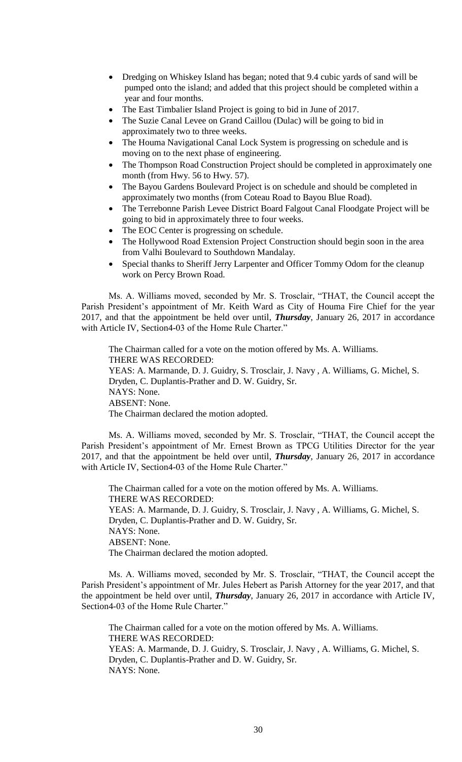- Dredging on Whiskey Island has began; noted that 9.4 cubic yards of sand will be pumped onto the island; and added that this project should be completed within a year and four months.
- The East Timbalier Island Project is going to bid in June of 2017.
- The Suzie Canal Levee on Grand Caillou (Dulac) will be going to bid in approximately two to three weeks.
- The Houma Navigational Canal Lock System is progressing on schedule and is moving on to the next phase of engineering.
- The Thompson Road Construction Project should be completed in approximately one month (from Hwy. 56 to Hwy. 57).
- The Bayou Gardens Boulevard Project is on schedule and should be completed in approximately two months (from Coteau Road to Bayou Blue Road).
- The Terrebonne Parish Levee District Board Falgout Canal Floodgate Project will be going to bid in approximately three to four weeks.
- The EOC Center is progressing on schedule.
- The Hollywood Road Extension Project Construction should begin soon in the area from Valhi Boulevard to Southdown Mandalay.
- Special thanks to Sheriff Jerry Larpenter and Officer Tommy Odom for the cleanup work on Percy Brown Road.

Ms. A. Williams moved, seconded by Mr. S. Trosclair, "THAT, the Council accept the Parish President's appointment of Mr. Keith Ward as City of Houma Fire Chief for the year 2017, and that the appointment be held over until, ***Thursday***, January 26, 2017 in accordance with Article IV, Section4-03 of the Home Rule Charter."

The Chairman called for a vote on the motion offered by Ms. A. Williams.
THERE WAS RECORDED:
YEAS: A. Marmande, D. J. Guidry, S. Trosclair, J. Navy , A. Williams, G. Michel, S. Dryden, C. Duplantis-Prather and D. W. Guidry, Sr.
NAYS: None.
ABSENT: None.
The Chairman declared the motion adopted.

Ms. A. Williams moved, seconded by Mr. S. Trosclair, "THAT, the Council accept the Parish President's appointment of Mr. Ernest Brown as TPCG Utilities Director for the year 2017, and that the appointment be held over until, ***Thursday***, January 26, 2017 in accordance with Article IV, Section4-03 of the Home Rule Charter."

The Chairman called for a vote on the motion offered by Ms. A. Williams.
THERE WAS RECORDED:
YEAS: A. Marmande, D. J. Guidry, S. Trosclair, J. Navy , A. Williams, G. Michel, S. Dryden, C. Duplantis-Prather and D. W. Guidry, Sr.
NAYS: None.
ABSENT: None.
The Chairman declared the motion adopted.

Ms. A. Williams moved, seconded by Mr. S. Trosclair, "THAT, the Council accept the Parish President's appointment of Mr. Jules Hebert as Parish Attorney for the year 2017, and that the appointment be held over until, ***Thursday***, January 26, 2017 in accordance with Article IV, Section4-03 of the Home Rule Charter."

The Chairman called for a vote on the motion offered by Ms. A. Williams.
THERE WAS RECORDED:
YEAS: A. Marmande, D. J. Guidry, S. Trosclair, J. Navy , A. Williams, G. Michel, S. Dryden, C. Duplantis-Prather and D. W. Guidry, Sr.
NAYS: None.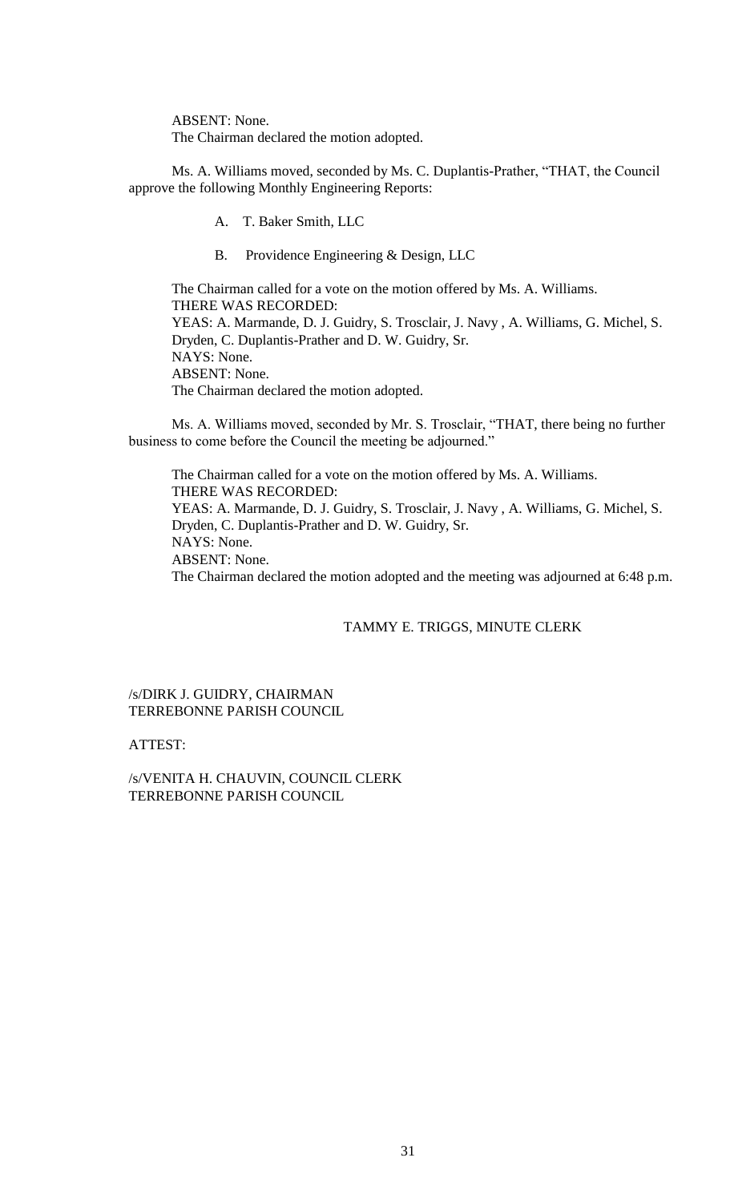ABSENT: None.
The Chairman declared the motion adopted.

Ms. A. Williams moved, seconded by Ms. C. Duplantis-Prather, "THAT, the Council approve the following Monthly Engineering Reports:

A. T. Baker Smith, LLC

B. Providence Engineering & Design, LLC

The Chairman called for a vote on the motion offered by Ms. A. Williams.
THERE WAS RECORDED:
YEAS: A. Marmande, D. J. Guidry, S. Trosclair, J. Navy , A. Williams, G. Michel, S. Dryden, C. Duplantis-Prather and D. W. Guidry, Sr.
NAYS: None.
ABSENT: None.
The Chairman declared the motion adopted.

Ms. A. Williams moved, seconded by Mr. S. Trosclair, "THAT, there being no further business to come before the Council the meeting be adjourned."

The Chairman called for a vote on the motion offered by Ms. A. Williams.
THERE WAS RECORDED:
YEAS: A. Marmande, D. J. Guidry, S. Trosclair, J. Navy , A. Williams, G. Michel, S. Dryden, C. Duplantis-Prather and D. W. Guidry, Sr.
NAYS: None.
ABSENT: None.
The Chairman declared the motion adopted and the meeting was adjourned at 6:48 p.m.

TAMMY E. TRIGGS, MINUTE CLERK

/s/DIRK J. GUIDRY, CHAIRMAN
TERREBONNE PARISH COUNCIL

ATTEST:

/s/VENITA H. CHAUVIN, COUNCIL CLERK
TERREBONNE PARISH COUNCIL